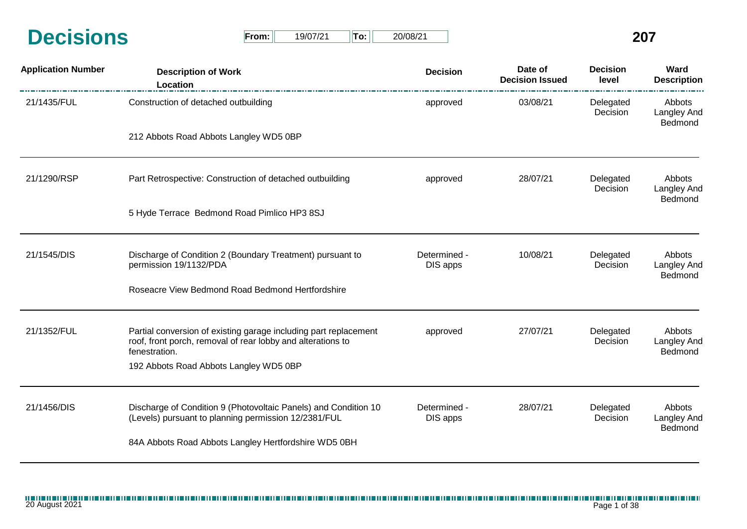# Decisions

**From:** 19/07/21 **To:** 20/08/21 **207**

| Application Number | Description of Work / Location | Decision | Date of Decision Issued | Decision level | Ward Description |
|---|---|---|---|---|---|
| 21/1435/FUL | Construction of detached outbuilding<br><br>212 Abbots Road Abbots Langley WD5 0BP | approved | 03/08/21 | Delegated Decision | Abbots Langley And Bedmond |
| 21/1290/RSP | Part Retrospective: Construction of detached outbuilding<br><br>5 Hyde Terrace Bedmond Road Pimlico HP3 8SJ | approved | 28/07/21 | Delegated Decision | Abbots Langley And Bedmond |
| 21/1545/DIS | Discharge of Condition 2 (Boundary Treatment) pursuant to permission 19/1132/PDA<br><br>Roseacre View Bedmond Road Bedmond Hertfordshire | Determined - DIS apps | 10/08/21 | Delegated Decision | Abbots Langley And Bedmond |
| 21/1352/FUL | Partial conversion of existing garage including part replacement roof, front porch, removal of rear lobby and alterations to fenestration.<br><br>192 Abbots Road Abbots Langley WD5 0BP | approved | 27/07/21 | Delegated Decision | Abbots Langley And Bedmond |
| 21/1456/DIS | Discharge of Condition 9 (Photovoltaic Panels) and Condition 10 (Levels) pursuant to planning permission 12/2381/FUL<br><br>84A Abbots Road Abbots Langley Hertfordshire WD5 0BH | Determined - DIS apps | 28/07/21 | Delegated Decision | Abbots Langley And Bedmond |

20 August 2021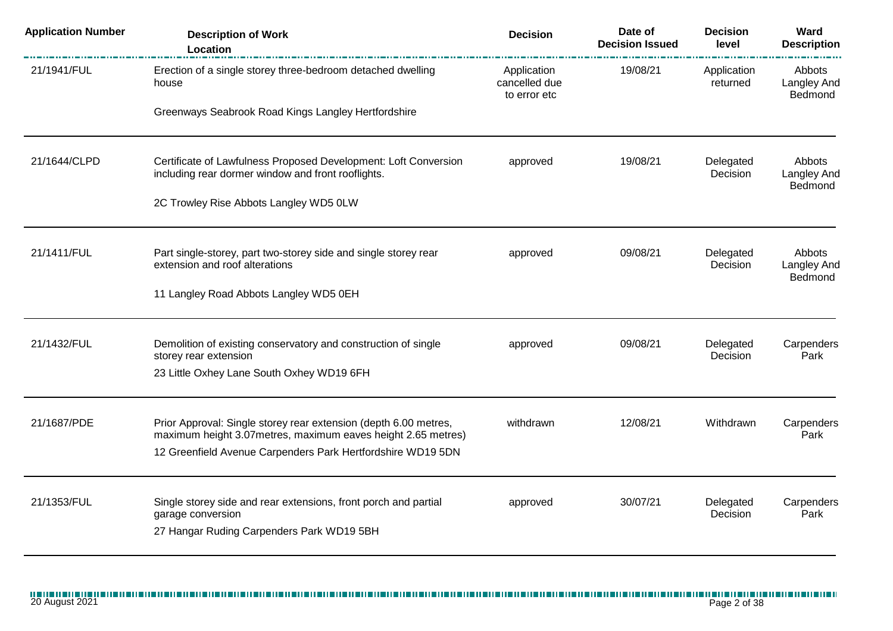| Application Number | Description of Work<br>Location | Decision | Date of Decision Issued | Decision level | Ward Description |
|---|---|---|---|---|---|
| 21/1941/FUL | Erection of a single storey three-bedroom detached dwelling house<br>Greenways Seabrook Road Kings Langley Hertfordshire | Application cancelled due to error etc | 19/08/21 | Application returned | Abbots Langley And Bedmond |
| 21/1644/CLPD | Certificate of Lawfulness Proposed Development: Loft Conversion including rear dormer window and front rooflights.<br>2C Trowley Rise Abbots Langley WD5 0LW | approved | 19/08/21 | Delegated Decision | Abbots Langley And Bedmond |
| 21/1411/FUL | Part single-storey, part two-storey side and single storey rear extension and roof alterations<br>11 Langley Road Abbots Langley WD5 0EH | approved | 09/08/21 | Delegated Decision | Abbots Langley And Bedmond |
| 21/1432/FUL | Demolition of existing conservatory and construction of single storey rear extension<br>23 Little Oxhey Lane South Oxhey WD19 6FH | approved | 09/08/21 | Delegated Decision | Carpenders Park |
| 21/1687/PDE | Prior Approval: Single storey rear extension (depth 6.00 metres, maximum height 3.07metres, maximum eaves height 2.65 metres)<br>12 Greenfield Avenue Carpenders Park Hertfordshire WD19 5DN | withdrawn | 12/08/21 | Withdrawn | Carpenders Park |
| 21/1353/FUL | Single storey side and rear extensions, front porch and partial garage conversion<br>27 Hangar Ruding Carpenders Park WD19 5BH | approved | 30/07/21 | Delegated Decision | Carpenders Park |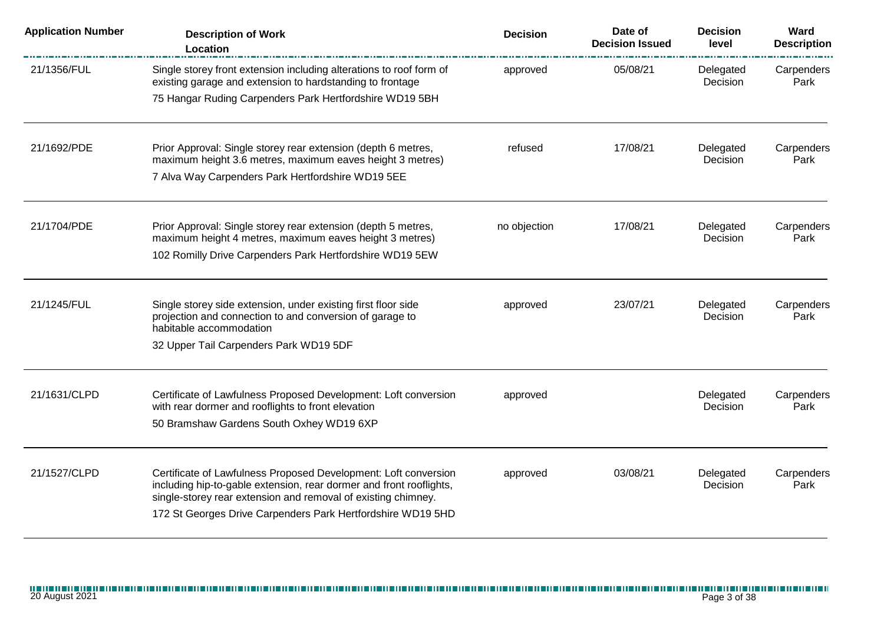| Application Number | Description of Work<br>Location | Decision | Date of Decision Issued | Decision level | Ward Description |
| --- | --- | --- | --- | --- | --- |
| 21/1356/FUL | Single storey front extension including alterations to roof form of existing garage and extension to hardstanding to frontage<br>75 Hangar Ruding Carpenders Park Hertfordshire WD19 5BH | approved | 05/08/21 | Delegated Decision | Carpenders Park |
| 21/1692/PDE | Prior Approval: Single storey rear extension (depth 6 metres, maximum height 3.6 metres, maximum eaves height 3 metres)<br>7 Alva Way Carpenders Park Hertfordshire WD19 5EE | refused | 17/08/21 | Delegated Decision | Carpenders Park |
| 21/1704/PDE | Prior Approval: Single storey rear extension (depth 5 metres, maximum height 4 metres, maximum eaves height 3 metres)<br>102 Romilly Drive Carpenders Park Hertfordshire WD19 5EW | no objection | 17/08/21 | Delegated Decision | Carpenders Park |
| 21/1245/FUL | Single storey side extension, under existing first floor side projection and connection to and conversion of garage to habitable accommodation<br>32 Upper Tail Carpenders Park WD19 5DF | approved | 23/07/21 | Delegated Decision | Carpenders Park |
| 21/1631/CLPD | Certificate of Lawfulness Proposed Development: Loft conversion with rear dormer and rooflights to front elevation<br>50 Bramshaw Gardens South Oxhey WD19 6XP | approved | | Delegated Decision | Carpenders Park |
| 21/1527/CLPD | Certificate of Lawfulness Proposed Development: Loft conversion including hip-to-gable extension, rear dormer and front rooflights, single-storey rear extension and removal of existing chimney.<br>172 St Georges Drive Carpenders Park Hertfordshire WD19 5HD | approved | 03/08/21 | Delegated Decision | Carpenders Park |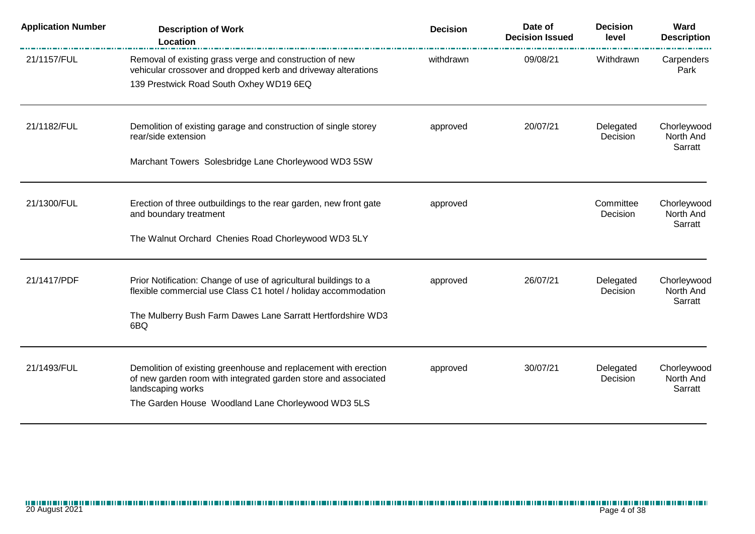| Application Number | Description of Work<br>Location | Decision | Date of Decision Issued | Decision level | Ward Description |
|---|---|---|---|---|---|
| 21/1157/FUL | Removal of existing grass verge and construction of new vehicular crossover and dropped kerb and driveway alterations<br>139 Prestwick Road South Oxhey WD19 6EQ | withdrawn | 09/08/21 | Withdrawn | Carpenders Park |
| 21/1182/FUL | Demolition of existing garage and construction of single storey rear/side extension<br>Marchant Towers Solesbridge Lane Chorleywood WD3 5SW | approved | 20/07/21 | Delegated Decision | Chorleywood North And Sarratt |
| 21/1300/FUL | Erection of three outbuildings to the rear garden, new front gate and boundary treatment<br>The Walnut Orchard Chenies Road Chorleywood WD3 5LY | approved | | Committee Decision | Chorleywood North And Sarratt |
| 21/1417/PDF | Prior Notification: Change of use of agricultural buildings to a flexible commercial use Class C1 hotel / holiday accommodation<br>The Mulberry Bush Farm Dawes Lane Sarratt Hertfordshire WD3 6BQ | approved | 26/07/21 | Delegated Decision | Chorleywood North And Sarratt |
| 21/1493/FUL | Demolition of existing greenhouse and replacement with erection of new garden room with integrated garden store and associated landscaping works<br>The Garden House Woodland Lane Chorleywood WD3 5LS | approved | 30/07/21 | Delegated Decision | Chorleywood North And Sarratt |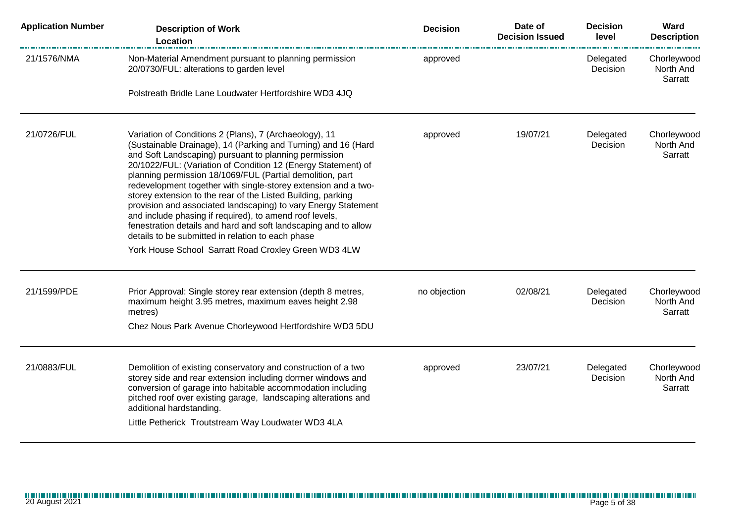| Application Number | Description of Work Location | Decision | Date of Decision Issued | Decision level | Ward Description |
|---|---|---|---|---|---|
| 21/1576/NMA | Non-Material Amendment pursuant to planning permission 20/0730/FUL: alterations to garden level<br><br>Polstreath Bridle Lane Loudwater Hertfordshire WD3 4JQ | approved | | Delegated Decision | Chorleywood North And Sarratt |
| 21/0726/FUL | Variation of Conditions 2 (Plans), 7 (Archaeology), 11 (Sustainable Drainage), 14 (Parking and Turning) and 16 (Hard and Soft Landscaping) pursuant to planning permission 20/1022/FUL: (Variation of Condition 12 (Energy Statement) of planning permission 18/1069/FUL (Partial demolition, part redevelopment together with single-storey extension and a two-storey extension to the rear of the Listed Building, parking provision and associated landscaping) to vary Energy Statement and include phasing if required), to amend roof levels, fenestration details and hard and soft landscaping and to allow details to be submitted in relation to each phase<br><br>York House School Sarratt Road Croxley Green WD3 4LW | approved | 19/07/21 | Delegated Decision | Chorleywood North And Sarratt |
| 21/1599/PDE | Prior Approval: Single storey rear extension (depth 8 metres, maximum height 3.95 metres, maximum eaves height 2.98 metres)<br><br>Chez Nous Park Avenue Chorleywood Hertfordshire WD3 5DU | no objection | 02/08/21 | Delegated Decision | Chorleywood North And Sarratt |
| 21/0883/FUL | Demolition of existing conservatory and construction of a two storey side and rear extension including dormer windows and conversion of garage into habitable accommodation including pitched roof over existing garage, landscaping alterations and additional hardstanding.<br><br>Little Petherick Troutstream Way Loudwater WD3 4LA | approved | 23/07/21 | Delegated Decision | Chorleywood North And Sarratt |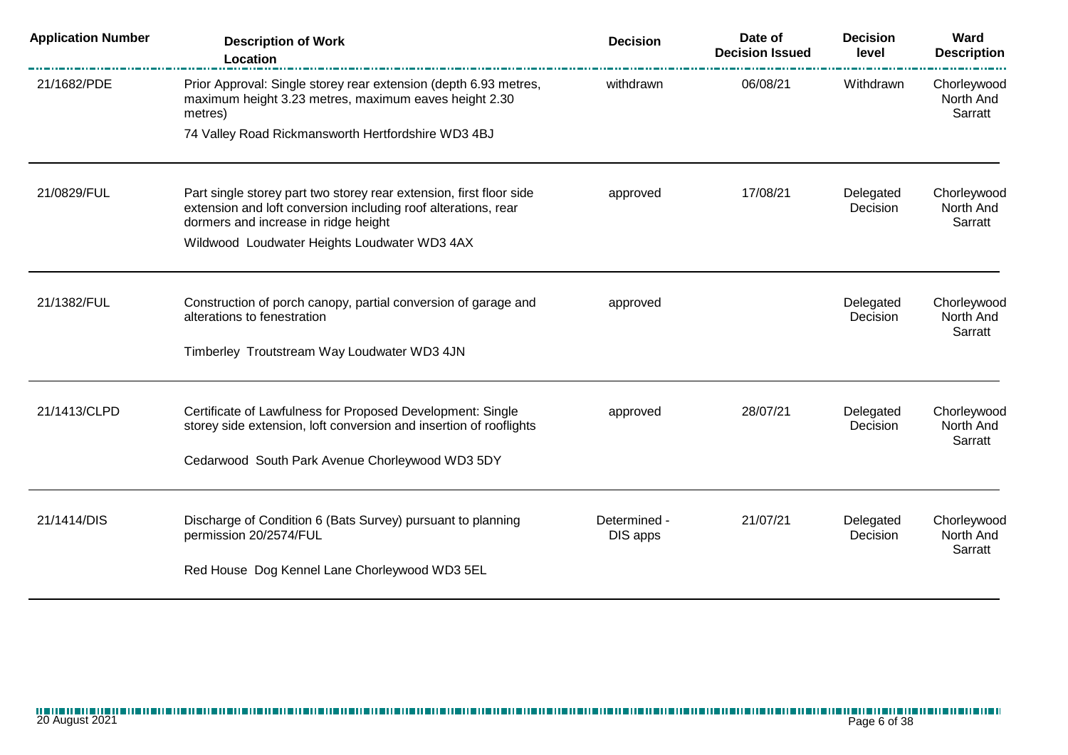| Application Number | Description of Work Location | Decision | Date of Decision Issued | Decision level | Ward Description |
|---|---|---|---|---|---|
| 21/1682/PDE | Prior Approval: Single storey rear extension (depth 6.93 metres, maximum height 3.23 metres, maximum eaves height 2.30 metres)<br>74 Valley Road Rickmansworth Hertfordshire WD3 4BJ | withdrawn | 06/08/21 | Withdrawn | Chorleywood North And Sarratt |
| 21/0829/FUL | Part single storey part two storey rear extension, first floor side extension and loft conversion including roof alterations, rear dormers and increase in ridge height<br>Wildwood Loudwater Heights Loudwater WD3 4AX | approved | 17/08/21 | Delegated Decision | Chorleywood North And Sarratt |
| 21/1382/FUL | Construction of porch canopy, partial conversion of garage and alterations to fenestration<br>Timberley Troutstream Way Loudwater WD3 4JN | approved | | Delegated Decision | Chorleywood North And Sarratt |
| 21/1413/CLPD | Certificate of Lawfulness for Proposed Development: Single storey side extension, loft conversion and insertion of rooflights<br>Cedarwood South Park Avenue Chorleywood WD3 5DY | approved | 28/07/21 | Delegated Decision | Chorleywood North And Sarratt |
| 21/1414/DIS | Discharge of Condition 6 (Bats Survey) pursuant to planning permission 20/2574/FUL<br>Red House Dog Kennel Lane Chorleywood WD3 5EL | Determined - DIS apps | 21/07/21 | Delegated Decision | Chorleywood North And Sarratt |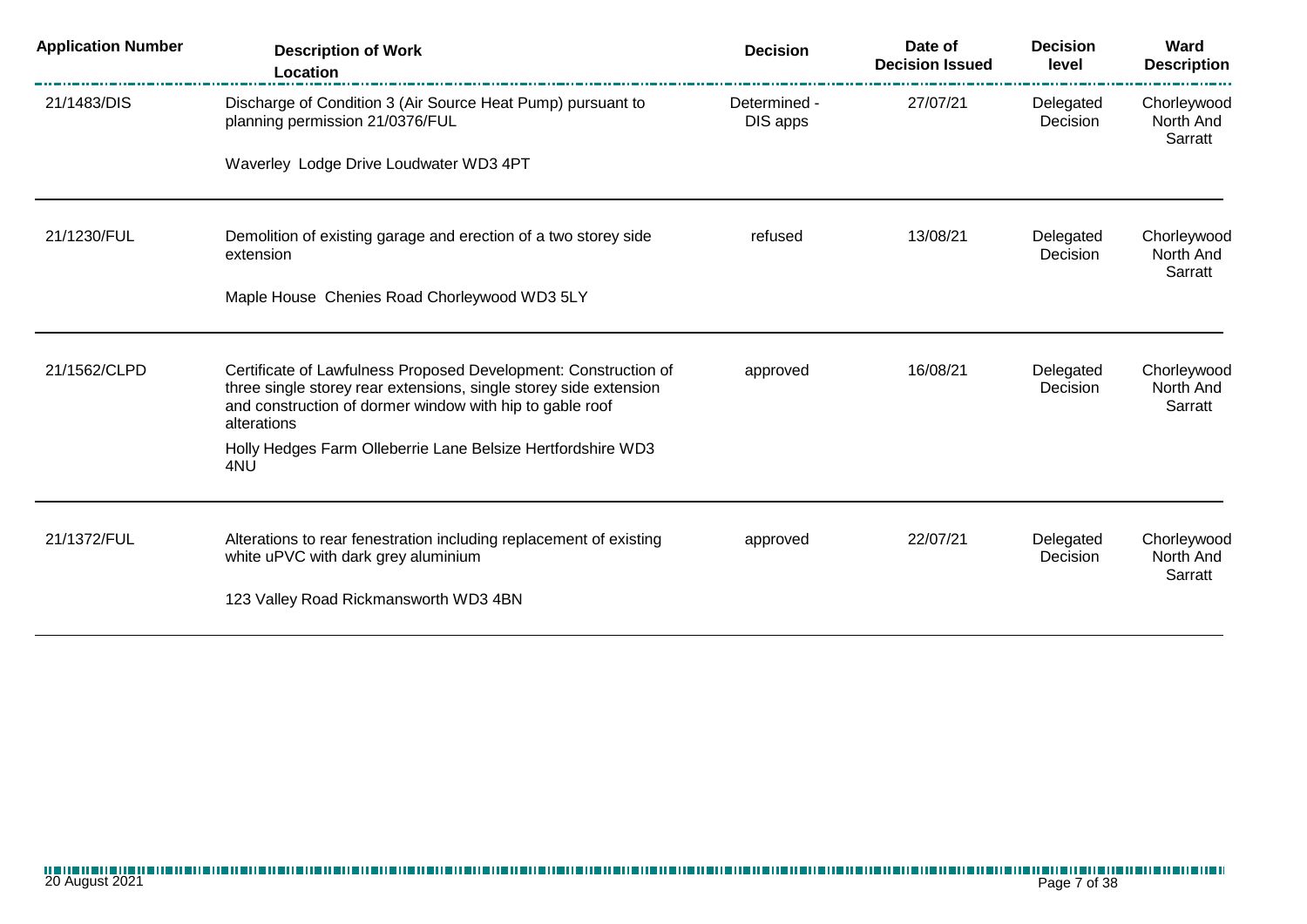| Application Number | Description of Work<br>Location | Decision | Date of Decision Issued | Decision level | Ward Description |
|---|---|---|---|---|---|
| 21/1483/DIS | Discharge of Condition 3 (Air Source Heat Pump) pursuant to planning permission 21/0376/FUL<br><br>Waverley Lodge Drive Loudwater WD3 4PT | Determined - DIS apps | 27/07/21 | Delegated Decision | Chorleywood North And Sarratt |
| 21/1230/FUL | Demolition of existing garage and erection of a two storey side extension<br><br>Maple House Chenies Road Chorleywood WD3 5LY | refused | 13/08/21 | Delegated Decision | Chorleywood North And Sarratt |
| 21/1562/CLPD | Certificate of Lawfulness Proposed Development: Construction of three single storey rear extensions, single storey side extension and construction of dormer window with hip to gable roof alterations<br><br>Holly Hedges Farm Olleberrie Lane Belsize Hertfordshire WD3 4NU | approved | 16/08/21 | Delegated Decision | Chorleywood North And Sarratt |
| 21/1372/FUL | Alterations to rear fenestration including replacement of existing white uPVC with dark grey aluminium<br><br>123 Valley Road Rickmansworth WD3 4BN | approved | 22/07/21 | Delegated Decision | Chorleywood North And Sarratt |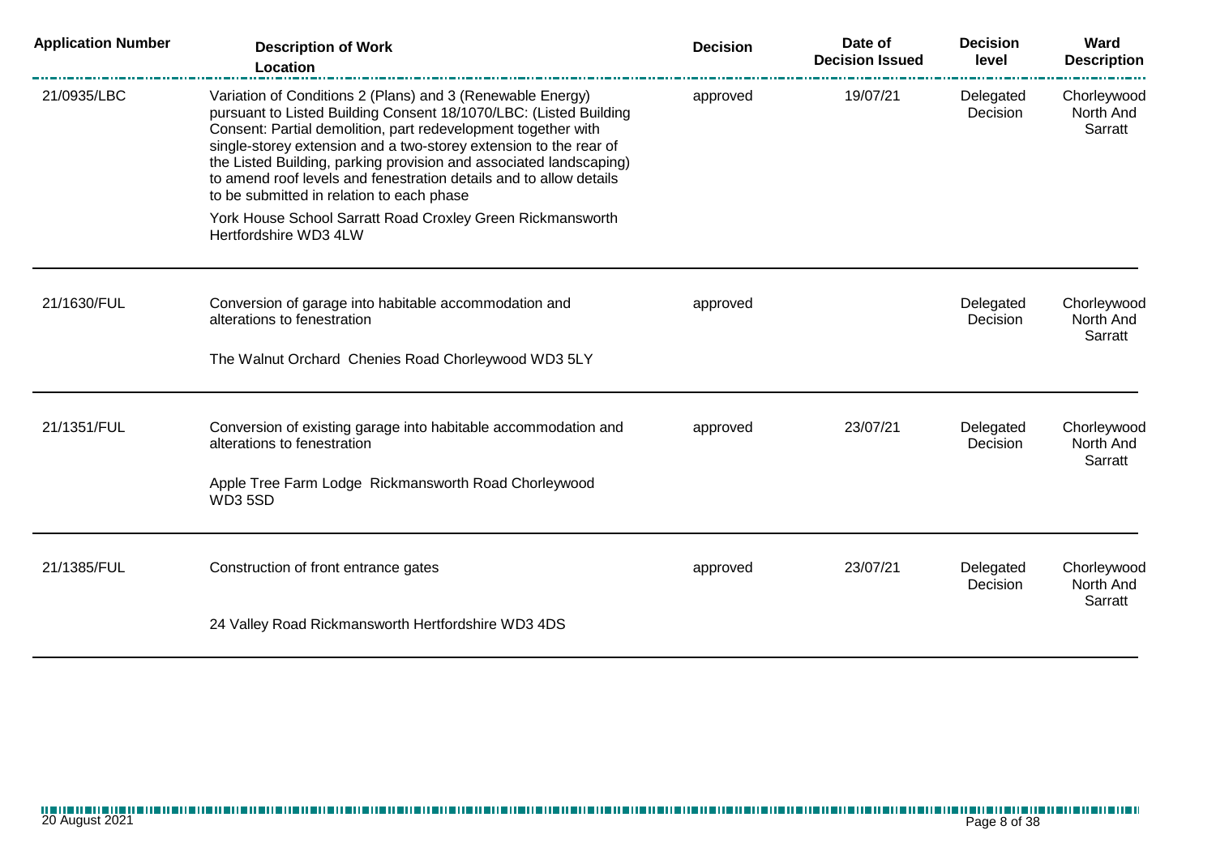| Application Number | Description of Work<br>Location | Decision | Date of Decision Issued | Decision level | Ward Description |
|---|---|---|---|---|---|
| 21/0935/LBC | Variation of Conditions 2 (Plans) and 3 (Renewable Energy) pursuant to Listed Building Consent 18/1070/LBC: (Listed Building Consent: Partial demolition, part redevelopment together with single-storey extension and a two-storey extension to the rear of the Listed Building, parking provision and associated landscaping) to amend roof levels and fenestration details and to allow details to be submitted in relation to each phase<br><br>York House School Sarratt Road Croxley Green Rickmansworth Hertfordshire WD3 4LW | approved | 19/07/21 | Delegated Decision | Chorleywood North And Sarratt |
| 21/1630/FUL | Conversion of garage into habitable accommodation and alterations to fenestration<br><br>The Walnut Orchard Chenies Road Chorleywood WD3 5LY | approved | | Delegated Decision | Chorleywood North And Sarratt |
| 21/1351/FUL | Conversion of existing garage into habitable accommodation and alterations to fenestration<br><br>Apple Tree Farm Lodge Rickmansworth Road Chorleywood WD3 5SD | approved | 23/07/21 | Delegated Decision | Chorleywood North And Sarratt |
| 21/1385/FUL | Construction of front entrance gates<br><br>24 Valley Road Rickmansworth Hertfordshire WD3 4DS | approved | 23/07/21 | Delegated Decision | Chorleywood North And Sarratt |

20 August 2021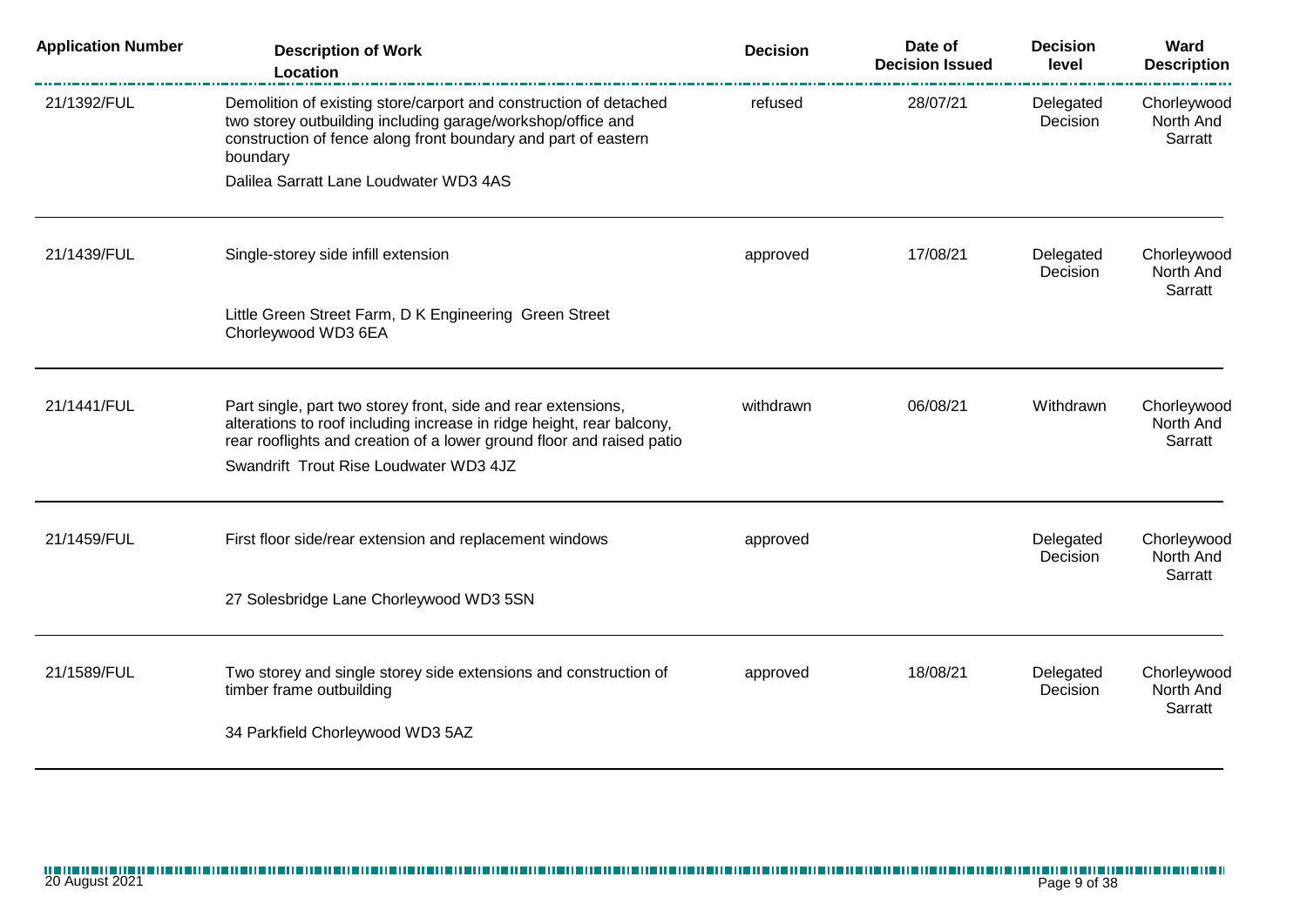| Application Number | Description of Work<br>Location | Decision | Date of Decision Issued | Decision level | Ward Description |
|---|---|---|---|---|---|
| 21/1392/FUL | Demolition of existing store/carport and construction of detached two storey outbuilding including garage/workshop/office and construction of fence along front boundary and part of eastern boundary<br>Dalilea Sarratt Lane Loudwater WD3 4AS | refused | 28/07/21 | Delegated Decision | Chorleywood North And Sarratt |
| 21/1439/FUL | Single-storey side infill extension<br>Little Green Street Farm, D K Engineering Green Street Chorleywood WD3 6EA | approved | 17/08/21 | Delegated Decision | Chorleywood North And Sarratt |
| 21/1441/FUL | Part single, part two storey front, side and rear extensions, alterations to roof including increase in ridge height, rear balcony, rear rooflights and creation of a lower ground floor and raised patio<br>Swandrift Trout Rise Loudwater WD3 4JZ | withdrawn | 06/08/21 | Withdrawn | Chorleywood North And Sarratt |
| 21/1459/FUL | First floor side/rear extension and replacement windows<br>27 Solesbridge Lane Chorleywood WD3 5SN | approved | | Delegated Decision | Chorleywood North And Sarratt |
| 21/1589/FUL | Two storey and single storey side extensions and construction of timber frame outbuilding<br>34 Parkfield Chorleywood WD3 5AZ | approved | 18/08/21 | Delegated Decision | Chorleywood North And Sarratt |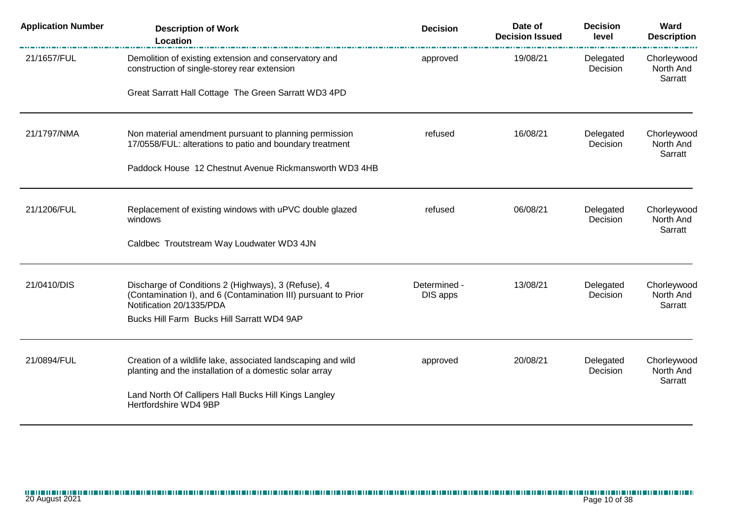| Application Number | Description of Work<br>Location | Decision | Date of Decision Issued | Decision level | Ward Description |
|---|---|---|---|---|---|
| 21/1657/FUL | Demolition of existing extension and conservatory and construction of single-storey rear extension<br><br>Great Sarratt Hall Cottage The Green Sarratt WD3 4PD | approved | 19/08/21 | Delegated Decision | Chorleywood North And Sarratt |
| 21/1797/NMA | Non material amendment pursuant to planning permission 17/0558/FUL: alterations to patio and boundary treatment<br><br>Paddock House 12 Chestnut Avenue Rickmansworth WD3 4HB | refused | 16/08/21 | Delegated Decision | Chorleywood North And Sarratt |
| 21/1206/FUL | Replacement of existing windows with uPVC double glazed windows<br><br>Caldbec Troutstream Way Loudwater WD3 4JN | refused | 06/08/21 | Delegated Decision | Chorleywood North And Sarratt |
| 21/0410/DIS | Discharge of Conditions 2 (Highways), 3 (Refuse), 4 (Contamination I), and 6 (Contamination III) pursuant to Prior Notification 20/1335/PDA<br><br>Bucks Hill Farm Bucks Hill Sarratt WD4 9AP | Determined - DIS apps | 13/08/21 | Delegated Decision | Chorleywood North And Sarratt |
| 21/0894/FUL | Creation of a wildlife lake, associated landscaping and wild planting and the installation of a domestic solar array<br><br>Land North Of Callipers Hall Bucks Hill Kings Langley Hertfordshire WD4 9BP | approved | 20/08/21 | Delegated Decision | Chorleywood North And Sarratt |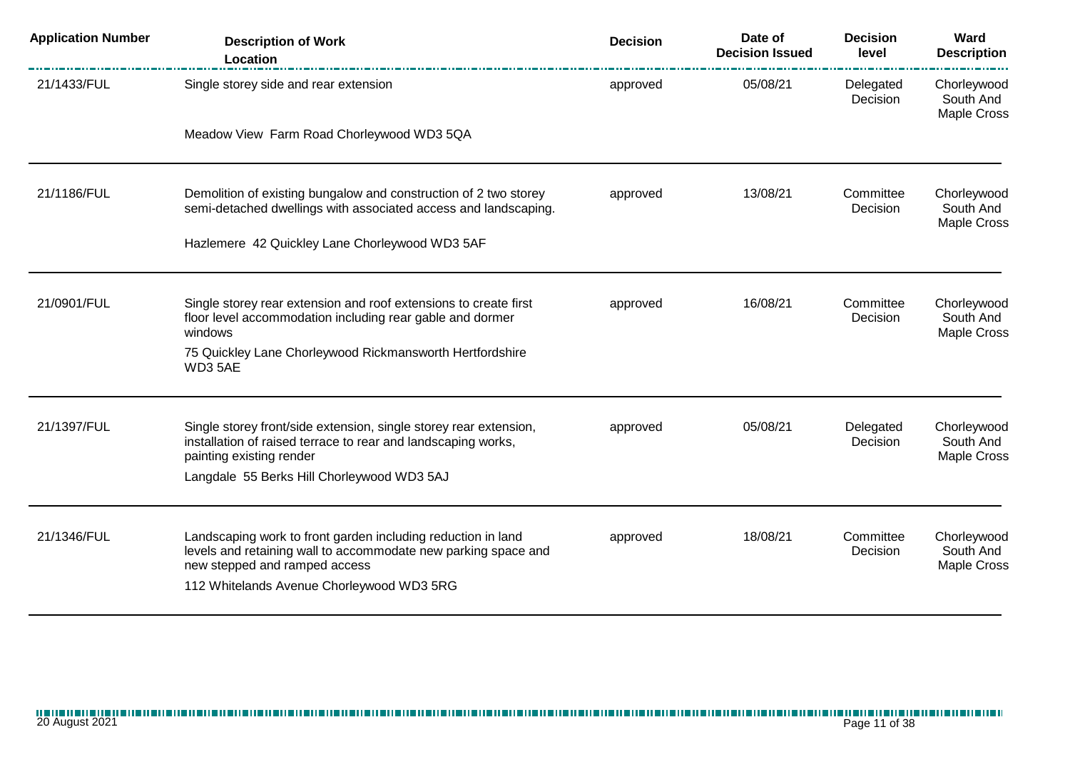| Application Number | Description of Work<br>Location | Decision | Date of Decision Issued | Decision level | Ward Description |
|---|---|---|---|---|---|
| 21/1433/FUL | Single storey side and rear extension<br>Meadow View Farm Road Chorleywood WD3 5QA | approved | 05/08/21 | Delegated Decision | Chorleywood South And Maple Cross |
| 21/1186/FUL | Demolition of existing bungalow and construction of 2 two storey semi-detached dwellings with associated access and landscaping.<br>Hazlemere 42 Quickley Lane Chorleywood WD3 5AF | approved | 13/08/21 | Committee Decision | Chorleywood South And Maple Cross |
| 21/0901/FUL | Single storey rear extension and roof extensions to create first floor level accommodation including rear gable and dormer windows<br>75 Quickley Lane Chorleywood Rickmansworth Hertfordshire WD3 5AE | approved | 16/08/21 | Committee Decision | Chorleywood South And Maple Cross |
| 21/1397/FUL | Single storey front/side extension, single storey rear extension, installation of raised terrace to rear and landscaping works, painting existing render<br>Langdale 55 Berks Hill Chorleywood WD3 5AJ | approved | 05/08/21 | Delegated Decision | Chorleywood South And Maple Cross |
| 21/1346/FUL | Landscaping work to front garden including reduction in land levels and retaining wall to accommodate new parking space and new stepped and ramped access<br>112 Whitelands Avenue Chorleywood WD3 5RG | approved | 18/08/21 | Committee Decision | Chorleywood South And Maple Cross |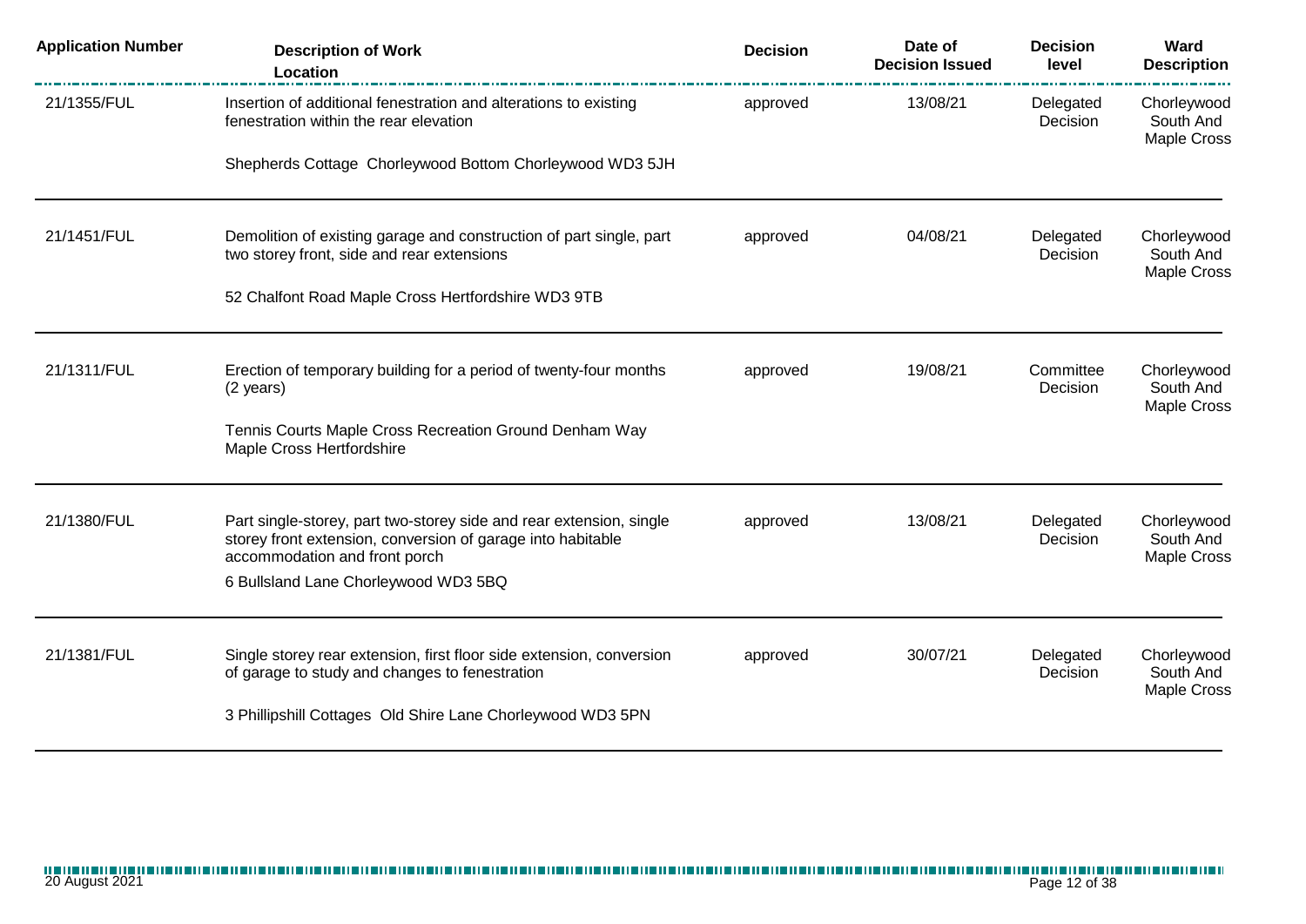| Application Number | Description of Work<br>Location | Decision | Date of Decision Issued | Decision level | Ward Description |
|---|---|---|---|---|---|
| 21/1355/FUL | Insertion of additional fenestration and alterations to existing fenestration within the rear elevation<br><br>Shepherds Cottage Chorleywood Bottom Chorleywood WD3 5JH | approved | 13/08/21 | Delegated Decision | Chorleywood South And Maple Cross |
| 21/1451/FUL | Demolition of existing garage and construction of part single, part two storey front, side and rear extensions<br><br>52 Chalfont Road Maple Cross Hertfordshire WD3 9TB | approved | 04/08/21 | Delegated Decision | Chorleywood South And Maple Cross |
| 21/1311/FUL | Erection of temporary building for a period of twenty-four months (2 years)<br><br>Tennis Courts Maple Cross Recreation Ground Denham Way Maple Cross Hertfordshire | approved | 19/08/21 | Committee Decision | Chorleywood South And Maple Cross |
| 21/1380/FUL | Part single-storey, part two-storey side and rear extension, single storey front extension, conversion of garage into habitable accommodation and front porch<br><br>6 Bullsland Lane Chorleywood WD3 5BQ | approved | 13/08/21 | Delegated Decision | Chorleywood South And Maple Cross |
| 21/1381/FUL | Single storey rear extension, first floor side extension, conversion of garage to study and changes to fenestration<br><br>3 Phillipshill Cottages Old Shire Lane Chorleywood WD3 5PN | approved | 30/07/21 | Delegated Decision | Chorleywood South And Maple Cross |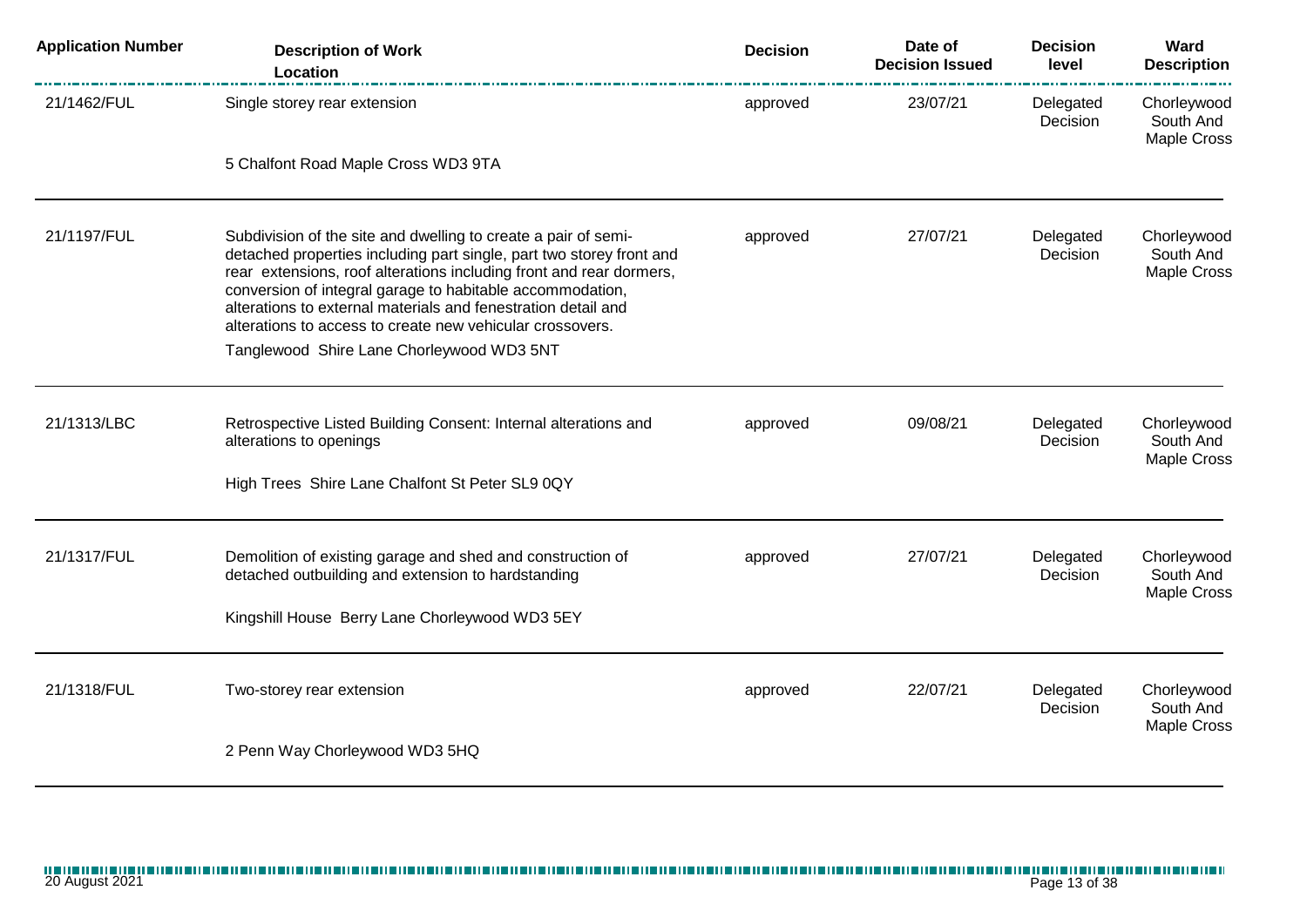| Application Number | Description of Work Location | Decision | Date of Decision Issued | Decision level | Ward Description |
|---|---|---|---|---|---|
| 21/1462/FUL | Single storey rear extension<br><br>5 Chalfont Road Maple Cross WD3 9TA | approved | 23/07/21 | Delegated Decision | Chorleywood South And Maple Cross |
| 21/1197/FUL | Subdivision of the site and dwelling to create a pair of semi-detached properties including part single, part two storey front and rear extensions, roof alterations including front and rear dormers, conversion of integral garage to habitable accommodation, alterations to external materials and fenestration detail and alterations to access to create new vehicular crossovers.<br><br>Tanglewood Shire Lane Chorleywood WD3 5NT | approved | 27/07/21 | Delegated Decision | Chorleywood South And Maple Cross |
| 21/1313/LBC | Retrospective Listed Building Consent: Internal alterations and alterations to openings<br><br>High Trees Shire Lane Chalfont St Peter SL9 0QY | approved | 09/08/21 | Delegated Decision | Chorleywood South And Maple Cross |
| 21/1317/FUL | Demolition of existing garage and shed and construction of detached outbuilding and extension to hardstanding<br><br>Kingshill House Berry Lane Chorleywood WD3 5EY | approved | 27/07/21 | Delegated Decision | Chorleywood South And Maple Cross |
| 21/1318/FUL | Two-storey rear extension<br><br>2 Penn Way Chorleywood WD3 5HQ | approved | 22/07/21 | Delegated Decision | Chorleywood South And Maple Cross |

20 August 2021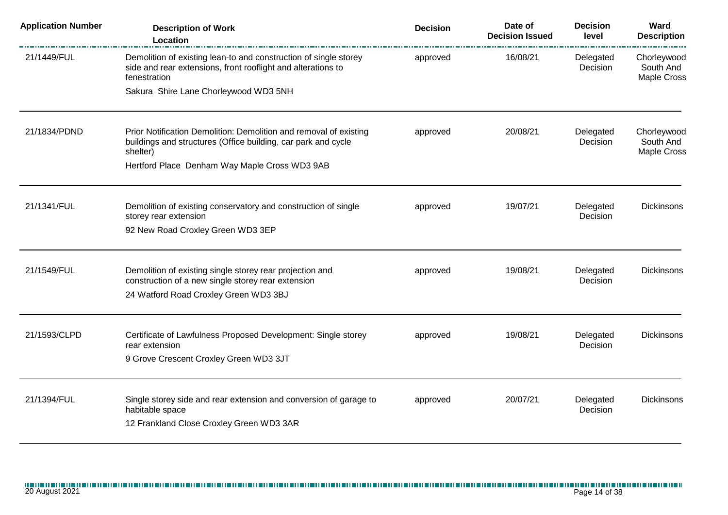| Application Number | Description of Work<br>Location | Decision | Date of Decision Issued | Decision level | Ward Description |
|---|---|---|---|---|---|
| 21/1449/FUL | Demolition of existing lean-to and construction of single storey side and rear extensions, front rooflight and alterations to fenestration<br>Sakura Shire Lane Chorleywood WD3 5NH | approved | 16/08/21 | Delegated Decision | Chorleywood South And Maple Cross |
| 21/1834/PDND | Prior Notification Demolition: Demolition and removal of existing buildings and structures (Office building, car park and cycle shelter)<br>Hertford Place Denham Way Maple Cross WD3 9AB | approved | 20/08/21 | Delegated Decision | Chorleywood South And Maple Cross |
| 21/1341/FUL | Demolition of existing conservatory and construction of single storey rear extension<br>92 New Road Croxley Green WD3 3EP | approved | 19/07/21 | Delegated Decision | Dickinsons |
| 21/1549/FUL | Demolition of existing single storey rear projection and construction of a new single storey rear extension<br>24 Watford Road Croxley Green WD3 3BJ | approved | 19/08/21 | Delegated Decision | Dickinsons |
| 21/1593/CLPD | Certificate of Lawfulness Proposed Development: Single storey rear extension<br>9 Grove Crescent Croxley Green WD3 3JT | approved | 19/08/21 | Delegated Decision | Dickinsons |
| 21/1394/FUL | Single storey side and rear extension and conversion of garage to habitable space<br>12 Frankland Close Croxley Green WD3 3AR | approved | 20/07/21 | Delegated Decision | Dickinsons |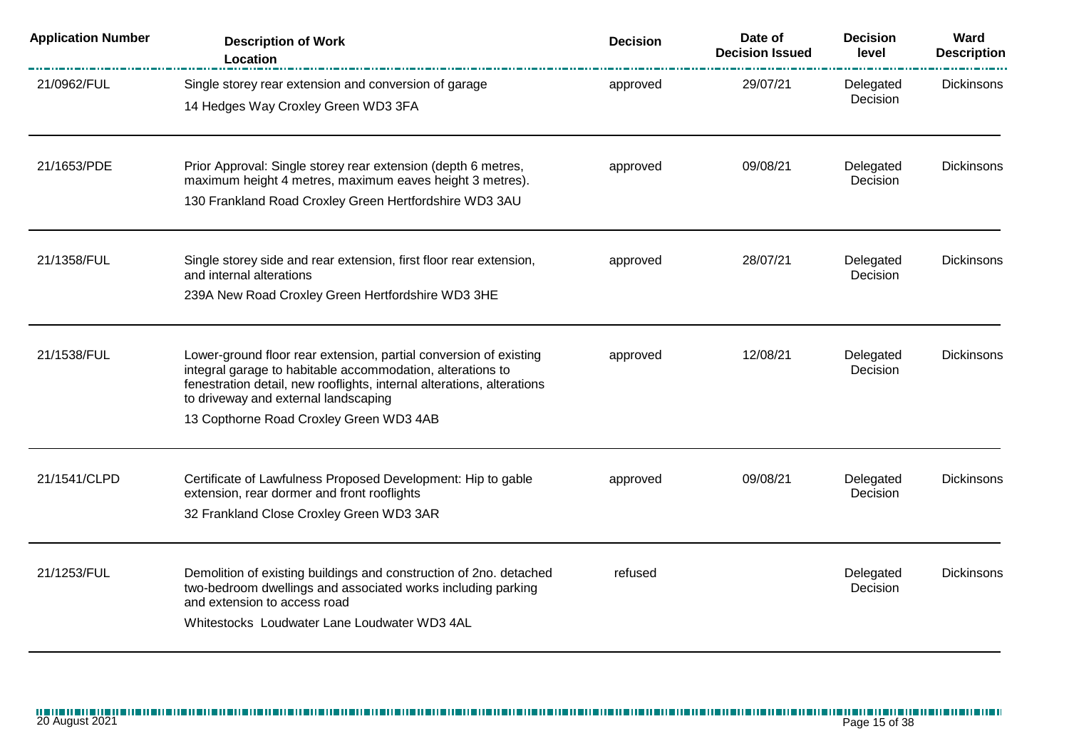| Application Number | Description of Work<br>Location | Decision | Date of Decision Issued | Decision level | Ward Description |
|---|---|---|---|---|---|
| 21/0962/FUL | Single storey rear extension and conversion of garage<br>14 Hedges Way Croxley Green WD3 3FA | approved | 29/07/21 | Delegated Decision | Dickinsons |
| 21/1653/PDE | Prior Approval: Single storey rear extension (depth 6 metres, maximum height 4 metres, maximum eaves height 3 metres).<br>130 Frankland Road Croxley Green Hertfordshire WD3 3AU | approved | 09/08/21 | Delegated Decision | Dickinsons |
| 21/1358/FUL | Single storey side and rear extension, first floor rear extension, and internal alterations<br>239A New Road Croxley Green Hertfordshire WD3 3HE | approved | 28/07/21 | Delegated Decision | Dickinsons |
| 21/1538/FUL | Lower-ground floor rear extension, partial conversion of existing integral garage to habitable accommodation, alterations to fenestration detail, new rooflights, internal alterations, alterations to driveway and external landscaping<br>13 Copthorne Road Croxley Green WD3 4AB | approved | 12/08/21 | Delegated Decision | Dickinsons |
| 21/1541/CLPD | Certificate of Lawfulness Proposed Development: Hip to gable extension, rear dormer and front rooflights<br>32 Frankland Close Croxley Green WD3 3AR | approved | 09/08/21 | Delegated Decision | Dickinsons |
| 21/1253/FUL | Demolition of existing buildings and construction of 2no. detached two-bedroom dwellings and associated works including parking and extension to access road<br>Whitestocks Loudwater Lane Loudwater WD3 4AL | refused | | Delegated Decision | Dickinsons |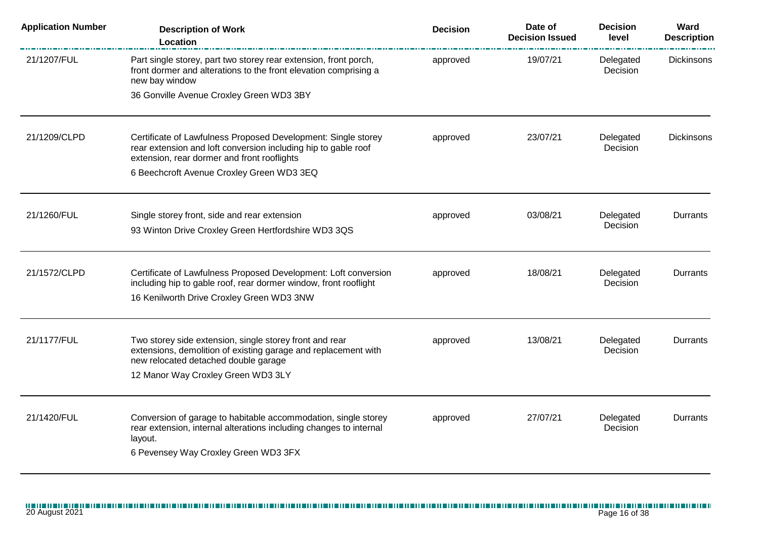| Application Number | Description of Work<br>Location | Decision | Date of Decision Issued | Decision level | Ward Description |
|---|---|---|---|---|---|
| 21/1207/FUL | Part single storey, part two storey rear extension, front porch, front dormer and alterations to the front elevation comprising a new bay window<br>36 Gonville Avenue Croxley Green WD3 3BY | approved | 19/07/21 | Delegated Decision | Dickinsons |
| 21/1209/CLPD | Certificate of Lawfulness Proposed Development: Single storey rear extension and loft conversion including hip to gable roof extension, rear dormer and front rooflights<br>6 Beechcroft Avenue Croxley Green WD3 3EQ | approved | 23/07/21 | Delegated Decision | Dickinsons |
| 21/1260/FUL | Single storey front, side and rear extension<br>93 Winton Drive Croxley Green Hertfordshire WD3 3QS | approved | 03/08/21 | Delegated Decision | Durrants |
| 21/1572/CLPD | Certificate of Lawfulness Proposed Development: Loft conversion including hip to gable roof, rear dormer window, front rooflight<br>16 Kenilworth Drive Croxley Green WD3 3NW | approved | 18/08/21 | Delegated Decision | Durrants |
| 21/1177/FUL | Two storey side extension, single storey front and rear extensions, demolition of existing garage and replacement with new relocated detached double garage<br>12 Manor Way Croxley Green WD3 3LY | approved | 13/08/21 | Delegated Decision | Durrants |
| 21/1420/FUL | Conversion of garage to habitable accommodation, single storey rear extension, internal alterations including changes to internal layout.<br>6 Pevensey Way Croxley Green WD3 3FX | approved | 27/07/21 | Delegated Decision | Durrants |

20 August 2021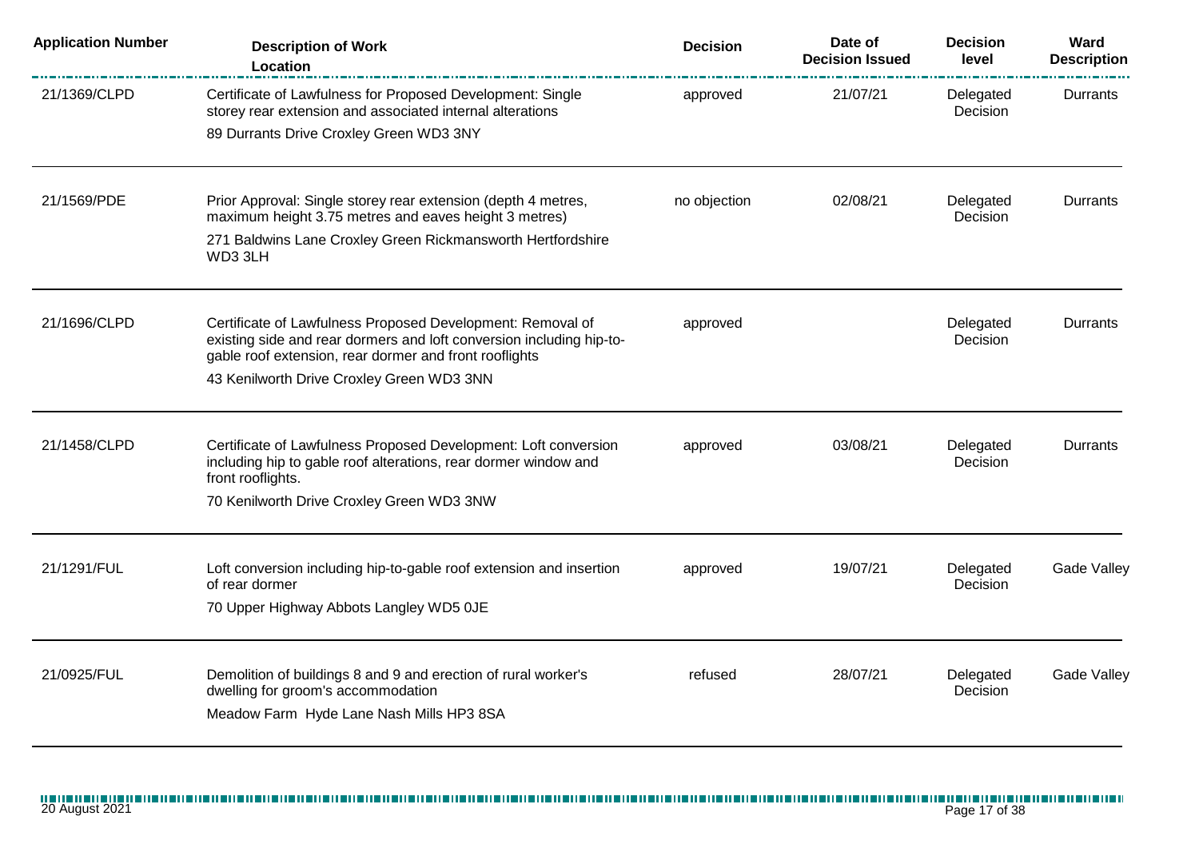| Application Number | Description of Work<br>Location | Decision | Date of Decision Issued | Decision level | Ward Description |
|---|---|---|---|---|---|
| 21/1369/CLPD | Certificate of Lawfulness for Proposed Development: Single storey rear extension and associated internal alterations<br>89 Durrants Drive Croxley Green WD3 3NY | approved | 21/07/21 | Delegated Decision | Durrants |
| 21/1569/PDE | Prior Approval: Single storey rear extension (depth 4 metres, maximum height 3.75 metres and eaves height 3 metres)<br>271 Baldwins Lane Croxley Green Rickmansworth Hertfordshire WD3 3LH | no objection | 02/08/21 | Delegated Decision | Durrants |
| 21/1696/CLPD | Certificate of Lawfulness Proposed Development: Removal of existing side and rear dormers and loft conversion including hip-to-gable roof extension, rear dormer and front rooflights<br>43 Kenilworth Drive Croxley Green WD3 3NN | approved | | Delegated Decision | Durrants |
| 21/1458/CLPD | Certificate of Lawfulness Proposed Development: Loft conversion including hip to gable roof alterations, rear dormer window and front rooflights.<br>70 Kenilworth Drive Croxley Green WD3 3NW | approved | 03/08/21 | Delegated Decision | Durrants |
| 21/1291/FUL | Loft conversion including hip-to-gable roof extension and insertion of rear dormer<br>70 Upper Highway Abbots Langley WD5 0JE | approved | 19/07/21 | Delegated Decision | Gade Valley |
| 21/0925/FUL | Demolition of buildings 8 and 9 and erection of rural worker's dwelling for groom's accommodation<br>Meadow Farm Hyde Lane Nash Mills HP3 8SA | refused | 28/07/21 | Delegated Decision | Gade Valley |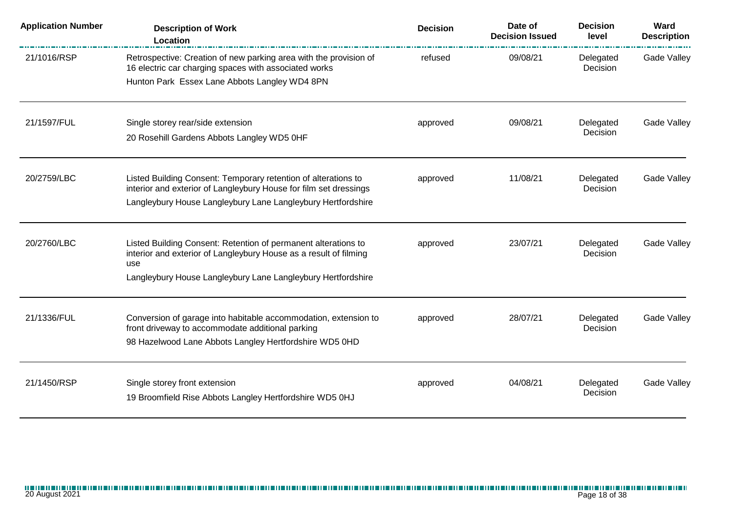| Application Number | Description of Work<br>Location | Decision | Date of Decision Issued | Decision level | Ward Description |
|---|---|---|---|---|---|
| 21/1016/RSP | Retrospective: Creation of new parking area with the provision of 16 electric car charging spaces with associated works<br>Hunton Park Essex Lane Abbots Langley WD4 8PN | refused | 09/08/21 | Delegated Decision | Gade Valley |
| 21/1597/FUL | Single storey rear/side extension<br>20 Rosehill Gardens Abbots Langley WD5 0HF | approved | 09/08/21 | Delegated Decision | Gade Valley |
| 20/2759/LBC | Listed Building Consent: Temporary retention of alterations to interior and exterior of Langleybury House for film set dressings<br>Langleybury House Langleybury Lane Langleybury Hertfordshire | approved | 11/08/21 | Delegated Decision | Gade Valley |
| 20/2760/LBC | Listed Building Consent: Retention of permanent alterations to interior and exterior of Langleybury House as a result of filming use<br>Langleybury House Langleybury Lane Langleybury Hertfordshire | approved | 23/07/21 | Delegated Decision | Gade Valley |
| 21/1336/FUL | Conversion of garage into habitable accommodation, extension to front driveway to accommodate additional parking<br>98 Hazelwood Lane Abbots Langley Hertfordshire WD5 0HD | approved | 28/07/21 | Delegated Decision | Gade Valley |
| 21/1450/RSP | Single storey front extension<br>19 Broomfield Rise Abbots Langley Hertfordshire WD5 0HJ | approved | 04/08/21 | Delegated Decision | Gade Valley |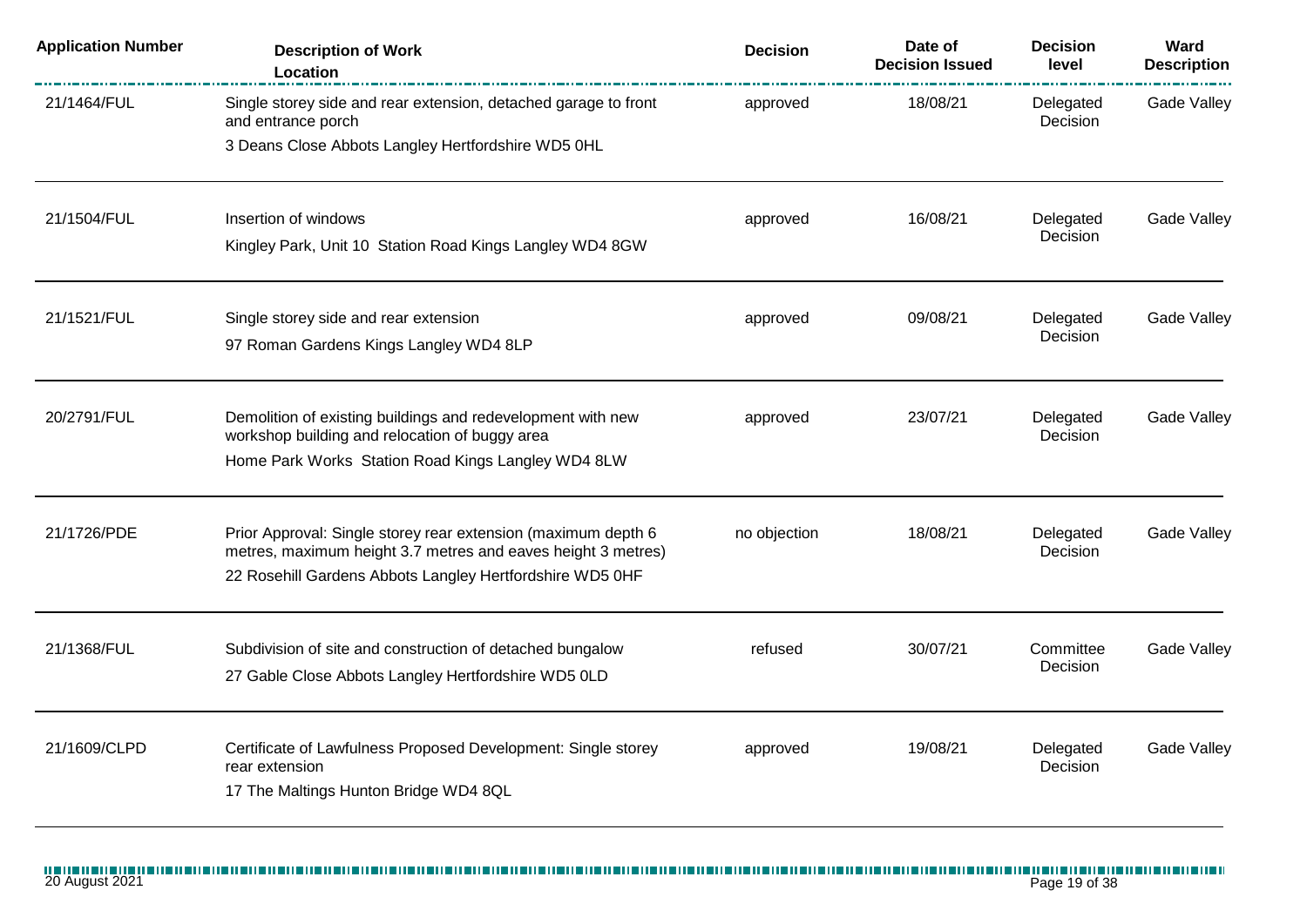| Application Number | Description of Work<br>Location | Decision | Date of Decision Issued | Decision level | Ward Description |
|---|---|---|---|---|---|
| 21/1464/FUL | Single storey side and rear extension, detached garage to front and entrance porch<br>3 Deans Close Abbots Langley Hertfordshire WD5 0HL | approved | 18/08/21 | Delegated Decision | Gade Valley |
| 21/1504/FUL | Insertion of windows<br>Kingley Park, Unit 10 Station Road Kings Langley WD4 8GW | approved | 16/08/21 | Delegated Decision | Gade Valley |
| 21/1521/FUL | Single storey side and rear extension<br>97 Roman Gardens Kings Langley WD4 8LP | approved | 09/08/21 | Delegated Decision | Gade Valley |
| 20/2791/FUL | Demolition of existing buildings and redevelopment with new workshop building and relocation of buggy area<br>Home Park Works Station Road Kings Langley WD4 8LW | approved | 23/07/21 | Delegated Decision | Gade Valley |
| 21/1726/PDE | Prior Approval: Single storey rear extension (maximum depth 6 metres, maximum height 3.7 metres and eaves height 3 metres)<br>22 Rosehill Gardens Abbots Langley Hertfordshire WD5 0HF | no objection | 18/08/21 | Delegated Decision | Gade Valley |
| 21/1368/FUL | Subdivision of site and construction of detached bungalow<br>27 Gable Close Abbots Langley Hertfordshire WD5 0LD | refused | 30/07/21 | Committee Decision | Gade Valley |
| 21/1609/CLPD | Certificate of Lawfulness Proposed Development: Single storey rear extension<br>17 The Maltings Hunton Bridge WD4 8QL | approved | 19/08/21 | Delegated Decision | Gade Valley |

20 August 2021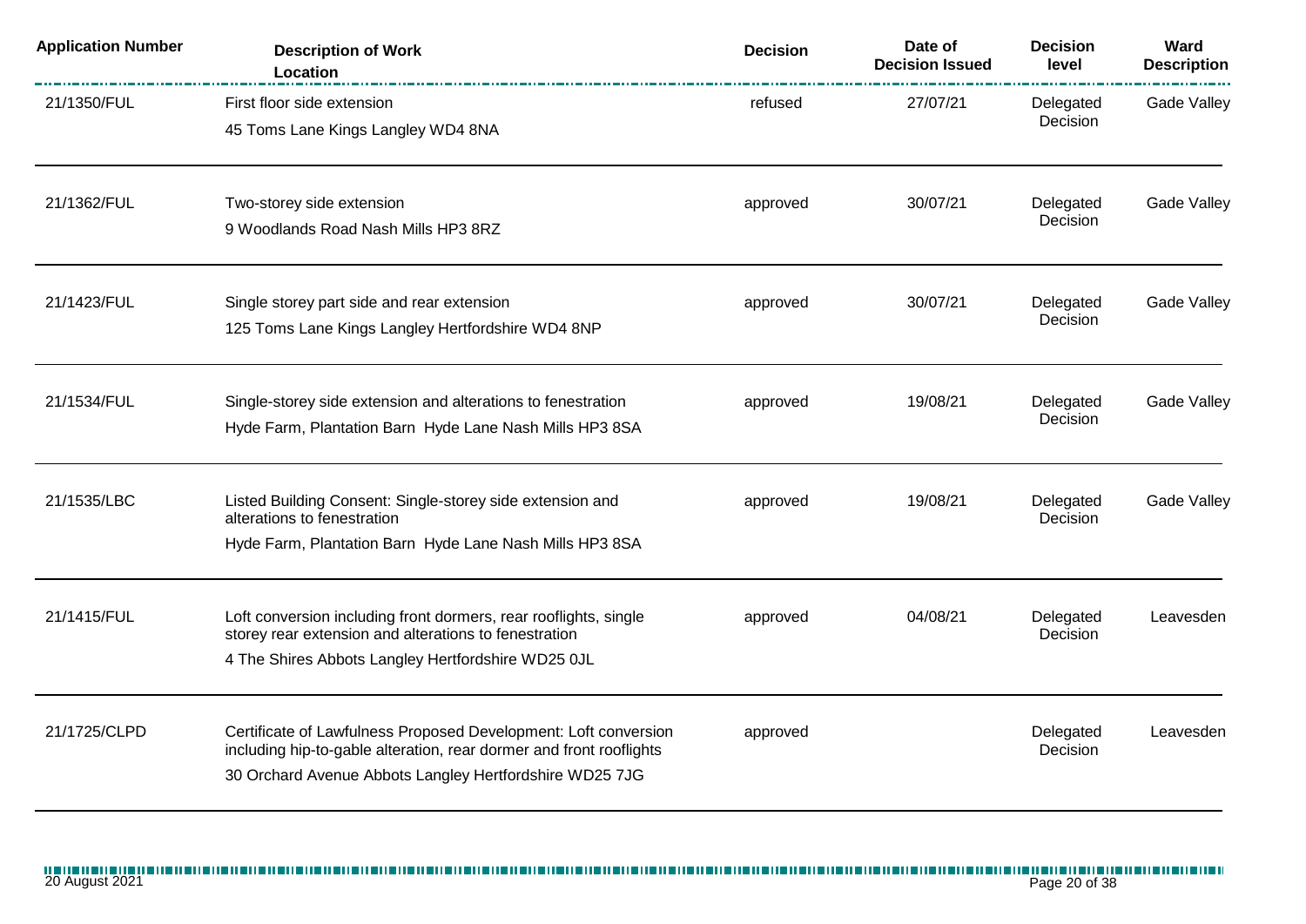| Application Number | Description of Work<br>Location | Decision | Date of Decision Issued | Decision level | Ward Description |
|---|---|---|---|---|---|
| 21/1350/FUL | First floor side extension<br>45 Toms Lane Kings Langley WD4 8NA | refused | 27/07/21 | Delegated Decision | Gade Valley |
| 21/1362/FUL | Two-storey side extension<br>9 Woodlands Road Nash Mills HP3 8RZ | approved | 30/07/21 | Delegated Decision | Gade Valley |
| 21/1423/FUL | Single storey part side and rear extension<br>125 Toms Lane Kings Langley Hertfordshire WD4 8NP | approved | 30/07/21 | Delegated Decision | Gade Valley |
| 21/1534/FUL | Single-storey side extension and alterations to fenestration<br>Hyde Farm, Plantation Barn Hyde Lane Nash Mills HP3 8SA | approved | 19/08/21 | Delegated Decision | Gade Valley |
| 21/1535/LBC | Listed Building Consent: Single-storey side extension and alterations to fenestration<br>Hyde Farm, Plantation Barn Hyde Lane Nash Mills HP3 8SA | approved | 19/08/21 | Delegated Decision | Gade Valley |
| 21/1415/FUL | Loft conversion including front dormers, rear rooflights, single storey rear extension and alterations to fenestration<br>4 The Shires Abbots Langley Hertfordshire WD25 0JL | approved | 04/08/21 | Delegated Decision | Leavesden |
| 21/1725/CLPD | Certificate of Lawfulness Proposed Development: Loft conversion including hip-to-gable alteration, rear dormer and front rooflights<br>30 Orchard Avenue Abbots Langley Hertfordshire WD25 7JG | approved | | Delegated Decision | Leavesden |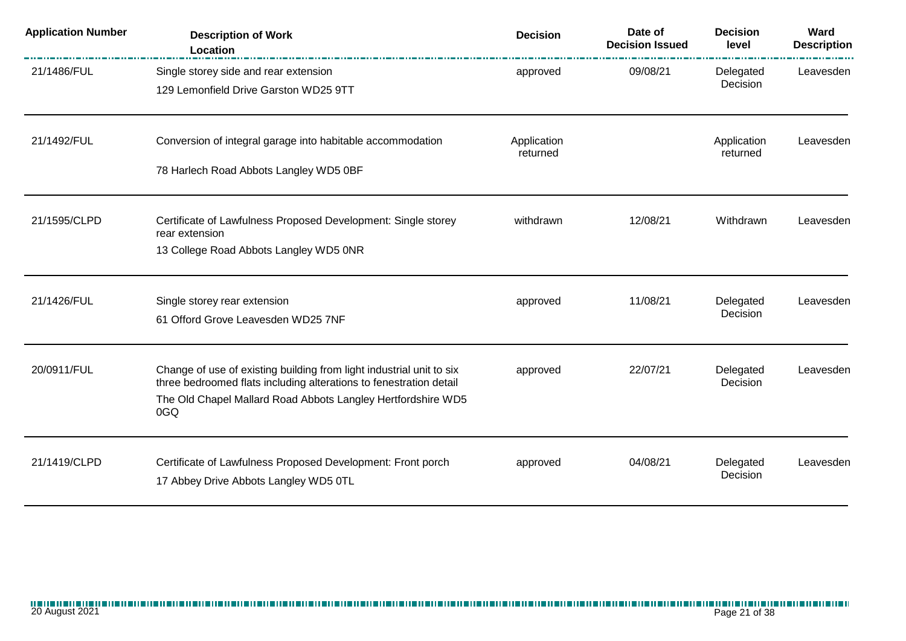| Application Number | Description of Work Location | Decision | Date of Decision Issued | Decision level | Ward Description |
|---|---|---|---|---|---|
| 21/1486/FUL | Single storey side and rear extension<br>129 Lemonfield Drive Garston WD25 9TT | approved | 09/08/21 | Delegated Decision | Leavesden |
| 21/1492/FUL | Conversion of integral garage into habitable accommodation<br>78 Harlech Road Abbots Langley WD5 0BF | Application returned | | Application returned | Leavesden |
| 21/1595/CLPD | Certificate of Lawfulness Proposed Development: Single storey rear extension<br>13 College Road Abbots Langley WD5 0NR | withdrawn | 12/08/21 | Withdrawn | Leavesden |
| 21/1426/FUL | Single storey rear extension<br>61 Offord Grove Leavesden WD25 7NF | approved | 11/08/21 | Delegated Decision | Leavesden |
| 20/0911/FUL | Change of use of existing building from light industrial unit to six three bedroomed flats including alterations to fenestration detail<br>The Old Chapel Mallard Road Abbots Langley Hertfordshire WD5 0GQ | approved | 22/07/21 | Delegated Decision | Leavesden |
| 21/1419/CLPD | Certificate of Lawfulness Proposed Development: Front porch<br>17 Abbey Drive Abbots Langley WD5 0TL | approved | 04/08/21 | Delegated Decision | Leavesden |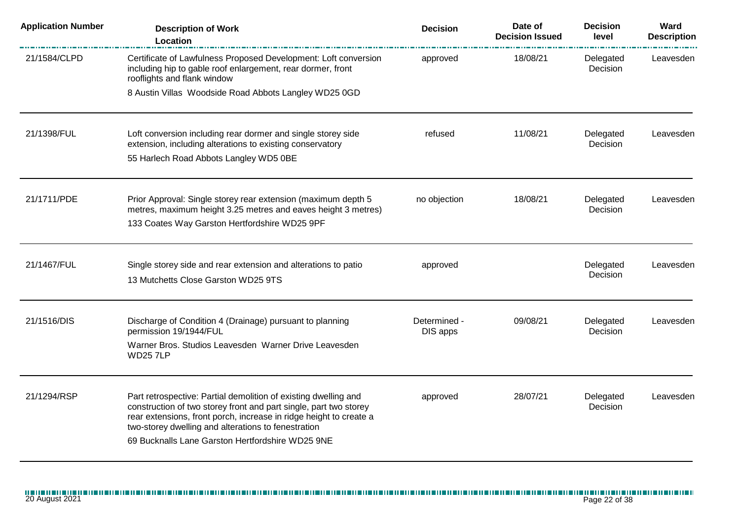| Application Number | Description of Work<br>Location | Decision | Date of Decision Issued | Decision level | Ward Description |
|---|---|---|---|---|---|
| 21/1584/CLPD | Certificate of Lawfulness Proposed Development: Loft conversion including hip to gable roof enlargement, rear dormer, front rooflights and flank window<br>8 Austin Villas Woodside Road Abbots Langley WD25 0GD | approved | 18/08/21 | Delegated Decision | Leavesden |
| 21/1398/FUL | Loft conversion including rear dormer and single storey side extension, including alterations to existing conservatory<br>55 Harlech Road Abbots Langley WD5 0BE | refused | 11/08/21 | Delegated Decision | Leavesden |
| 21/1711/PDE | Prior Approval: Single storey rear extension (maximum depth 5 metres, maximum height 3.25 metres and eaves height 3 metres)<br>133 Coates Way Garston Hertfordshire WD25 9PF | no objection | 18/08/21 | Delegated Decision | Leavesden |
| 21/1467/FUL | Single storey side and rear extension and alterations to patio<br>13 Mutchetts Close Garston WD25 9TS | approved | | Delegated Decision | Leavesden |
| 21/1516/DIS | Discharge of Condition 4 (Drainage) pursuant to planning permission 19/1944/FUL<br>Warner Bros. Studios Leavesden Warner Drive Leavesden WD25 7LP | Determined - DIS apps | 09/08/21 | Delegated Decision | Leavesden |
| 21/1294/RSP | Part retrospective: Partial demolition of existing dwelling and construction of two storey front and part single, part two storey rear extensions, front porch, increase in ridge height to create a two-storey dwelling and alterations to fenestration<br>69 Bucknalls Lane Garston Hertfordshire WD25 9NE | approved | 28/07/21 | Delegated Decision | Leavesden |

20 August 2021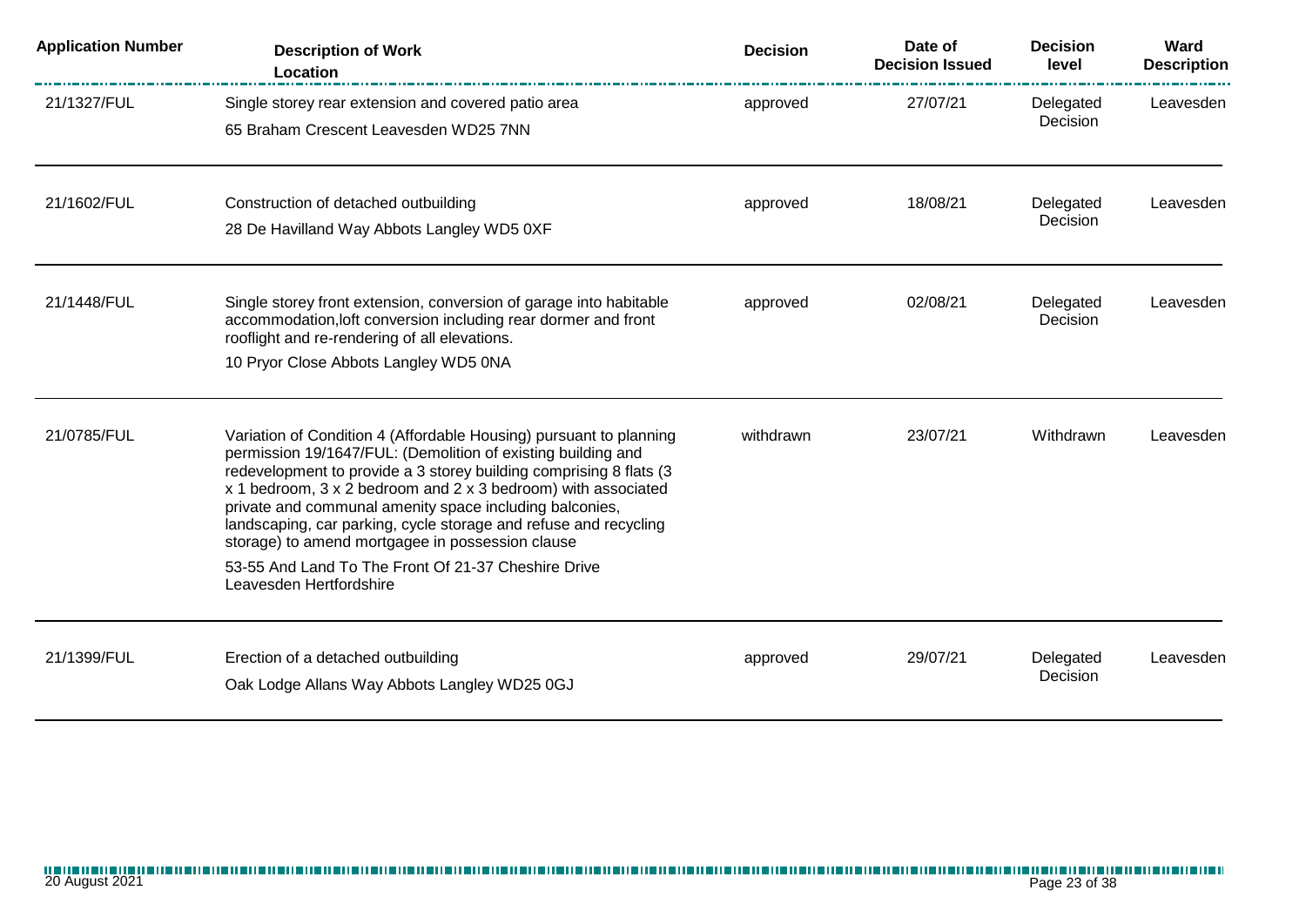| Application Number | Description of Work<br>Location | Decision | Date of Decision Issued | Decision level | Ward Description |
| --- | --- | --- | --- | --- | --- |
| 21/1327/FUL | Single storey rear extension and covered patio area<br>65 Braham Crescent Leavesden WD25 7NN | approved | 27/07/21 | Delegated Decision | Leavesden |
| 21/1602/FUL | Construction of detached outbuilding<br>28 De Havilland Way Abbots Langley WD5 0XF | approved | 18/08/21 | Delegated Decision | Leavesden |
| 21/1448/FUL | Single storey front extension, conversion of garage into habitable accommodation,loft conversion including rear dormer and front rooflight and re-rendering of all elevations.<br>10 Pryor Close Abbots Langley WD5 0NA | approved | 02/08/21 | Delegated Decision | Leavesden |
| 21/0785/FUL | Variation of Condition 4 (Affordable Housing) pursuant to planning permission 19/1647/FUL: (Demolition of existing building and redevelopment to provide a 3 storey building comprising 8 flats (3 x 1 bedroom, 3 x 2 bedroom and 2 x 3 bedroom) with associated private and communal amenity space including balconies, landscaping, car parking, cycle storage and refuse and recycling storage) to amend mortgagee in possession clause<br>53-55 And Land To The Front Of 21-37 Cheshire Drive Leavesden Hertfordshire | withdrawn | 23/07/21 | Withdrawn | Leavesden |
| 21/1399/FUL | Erection of a detached outbuilding<br>Oak Lodge Allans Way Abbots Langley WD25 0GJ | approved | 29/07/21 | Delegated Decision | Leavesden |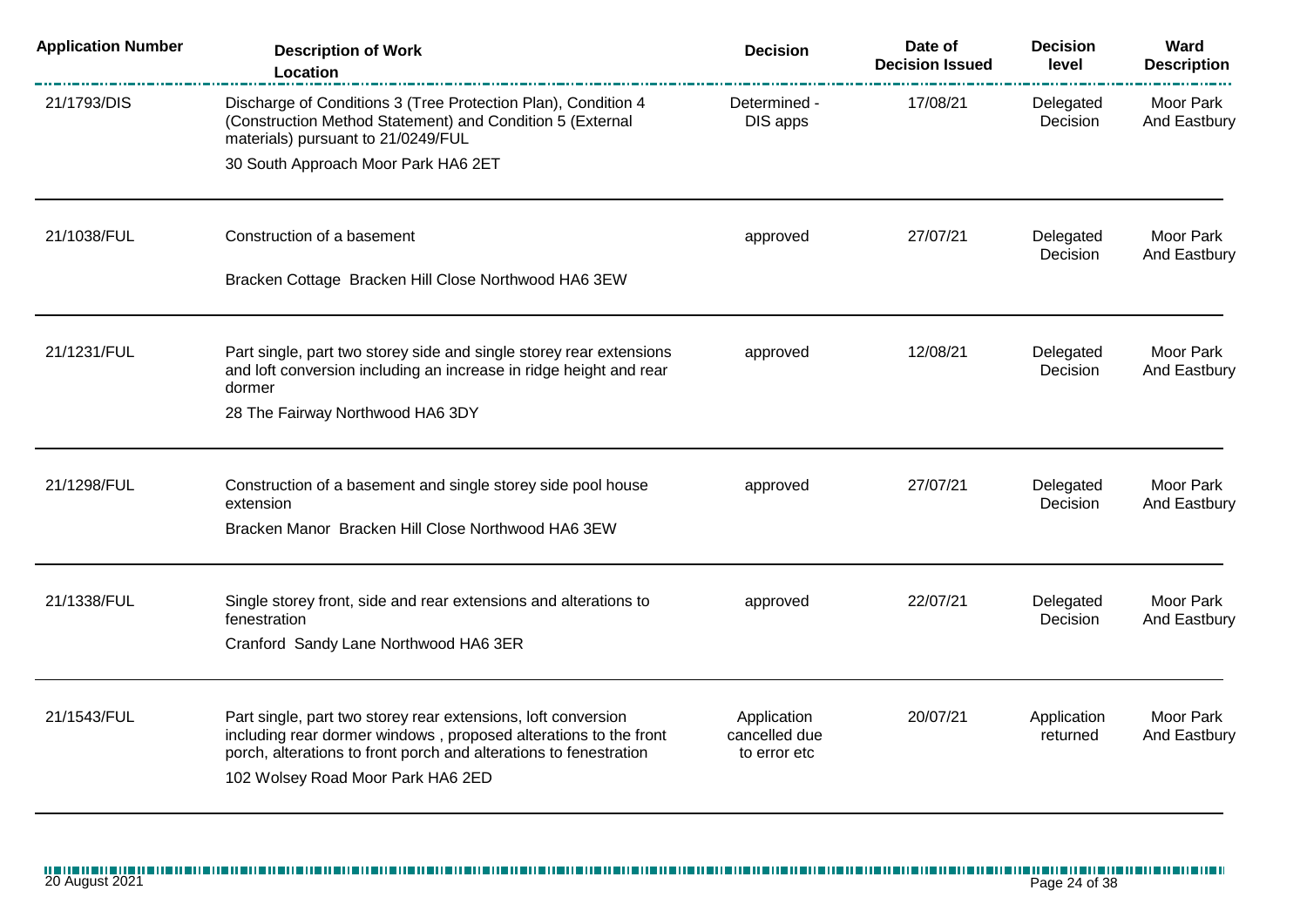| Application Number | Description of Work<br>Location | Decision | Date of Decision Issued | Decision level | Ward Description |
|---|---|---|---|---|---|
| 21/1793/DIS | Discharge of Conditions 3 (Tree Protection Plan), Condition 4 (Construction Method Statement) and Condition 5 (External materials) pursuant to 21/0249/FUL<br>30 South Approach Moor Park HA6 2ET | Determined - DIS apps | 17/08/21 | Delegated Decision | Moor Park And Eastbury |
| 21/1038/FUL | Construction of a basement<br>Bracken Cottage Bracken Hill Close Northwood HA6 3EW | approved | 27/07/21 | Delegated Decision | Moor Park And Eastbury |
| 21/1231/FUL | Part single, part two storey side and single storey rear extensions and loft conversion including an increase in ridge height and rear dormer<br>28 The Fairway Northwood HA6 3DY | approved | 12/08/21 | Delegated Decision | Moor Park And Eastbury |
| 21/1298/FUL | Construction of a basement and single storey side pool house extension<br>Bracken Manor Bracken Hill Close Northwood HA6 3EW | approved | 27/07/21 | Delegated Decision | Moor Park And Eastbury |
| 21/1338/FUL | Single storey front, side and rear extensions and alterations to fenestration<br>Cranford Sandy Lane Northwood HA6 3ER | approved | 22/07/21 | Delegated Decision | Moor Park And Eastbury |
| 21/1543/FUL | Part single, part two storey rear extensions, loft conversion including rear dormer windows , proposed alterations to the front porch, alterations to front porch and alterations to fenestration<br>102 Wolsey Road Moor Park HA6 2ED | Application cancelled due to error etc | 20/07/21 | Application returned | Moor Park And Eastbury |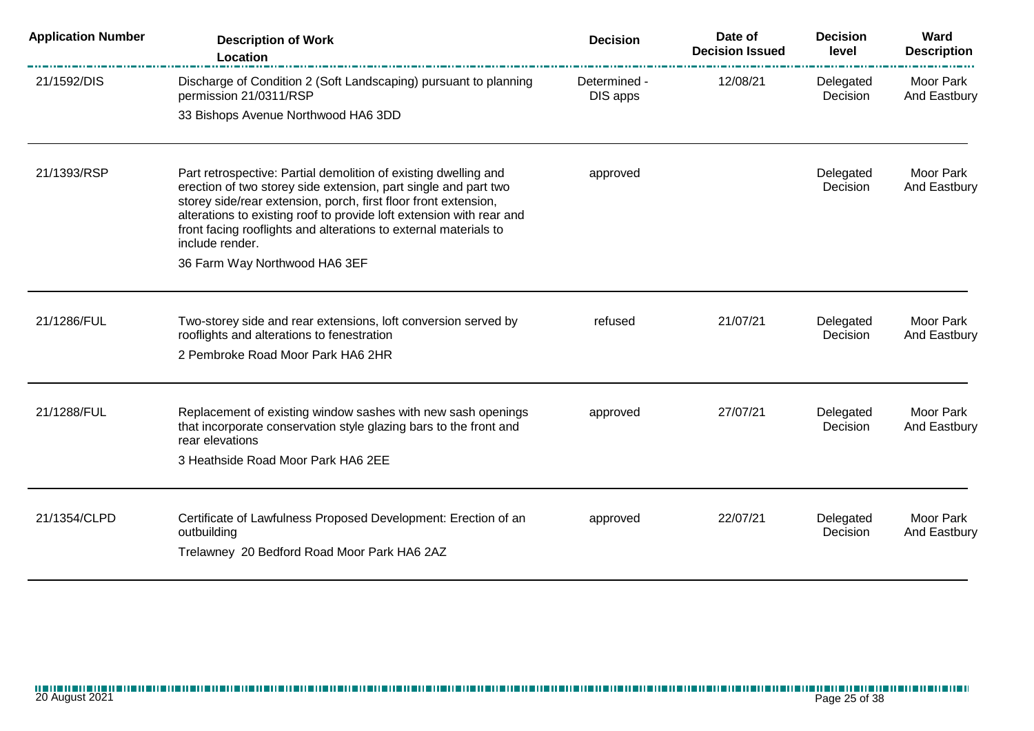| Application Number | Description of Work<br>Location | Decision | Date of Decision Issued | Decision level | Ward Description |
|---|---|---|---|---|---|
| 21/1592/DIS | Discharge of Condition 2 (Soft Landscaping) pursuant to planning permission 21/0311/RSP<br>33 Bishops Avenue Northwood HA6 3DD | Determined - DIS apps | 12/08/21 | Delegated Decision | Moor Park And Eastbury |
| 21/1393/RSP | Part retrospective: Partial demolition of existing dwelling and erection of two storey side extension, part single and part two storey side/rear extension, porch, first floor front extension, alterations to existing roof to provide loft extension with rear and front facing rooflights and alterations to external materials to include render.<br>36 Farm Way Northwood HA6 3EF | approved | | Delegated Decision | Moor Park And Eastbury |
| 21/1286/FUL | Two-storey side and rear extensions, loft conversion served by rooflights and alterations to fenestration<br>2 Pembroke Road Moor Park HA6 2HR | refused | 21/07/21 | Delegated Decision | Moor Park And Eastbury |
| 21/1288/FUL | Replacement of existing window sashes with new sash openings that incorporate conservation style glazing bars to the front and rear elevations<br>3 Heathside Road Moor Park HA6 2EE | approved | 27/07/21 | Delegated Decision | Moor Park And Eastbury |
| 21/1354/CLPD | Certificate of Lawfulness Proposed Development: Erection of an outbuilding<br>Trelawney 20 Bedford Road Moor Park HA6 2AZ | approved | 22/07/21 | Delegated Decision | Moor Park And Eastbury |

20 August 2021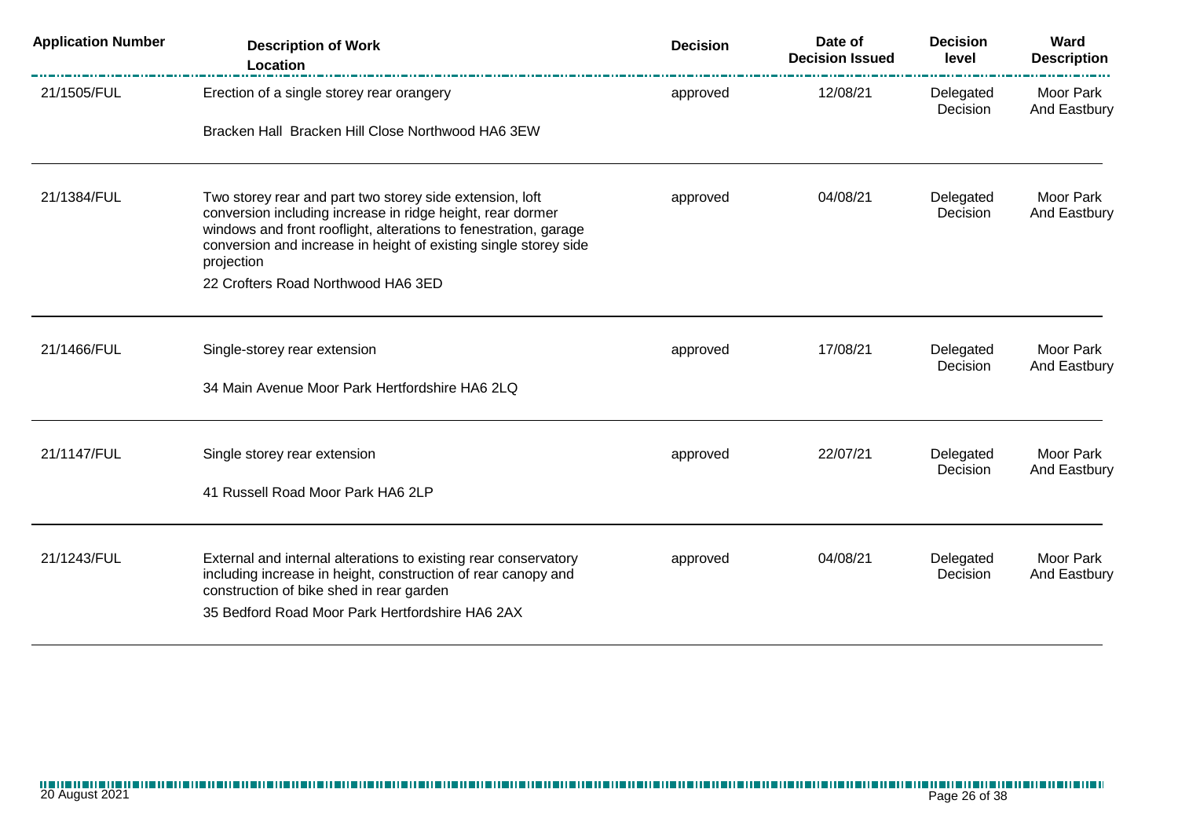| Application Number | Description of Work<br>Location | Decision | Date of Decision Issued | Decision level | Ward Description |
|---|---|---|---|---|---|
| 21/1505/FUL | Erection of a single storey rear orangery<br>Bracken Hall Bracken Hill Close Northwood HA6 3EW | approved | 12/08/21 | Delegated Decision | Moor Park And Eastbury |
| 21/1384/FUL | Two storey rear and part two storey side extension, loft conversion including increase in ridge height, rear dormer windows and front rooflight, alterations to fenestration, garage conversion and increase in height of existing single storey side projection<br>22 Crofters Road Northwood HA6 3ED | approved | 04/08/21 | Delegated Decision | Moor Park And Eastbury |
| 21/1466/FUL | Single-storey rear extension<br>34 Main Avenue Moor Park Hertfordshire HA6 2LQ | approved | 17/08/21 | Delegated Decision | Moor Park And Eastbury |
| 21/1147/FUL | Single storey rear extension<br>41 Russell Road Moor Park HA6 2LP | approved | 22/07/21 | Delegated Decision | Moor Park And Eastbury |
| 21/1243/FUL | External and internal alterations to existing rear conservatory including increase in height, construction of rear canopy and construction of bike shed in rear garden<br>35 Bedford Road Moor Park Hertfordshire HA6 2AX | approved | 04/08/21 | Delegated Decision | Moor Park And Eastbury |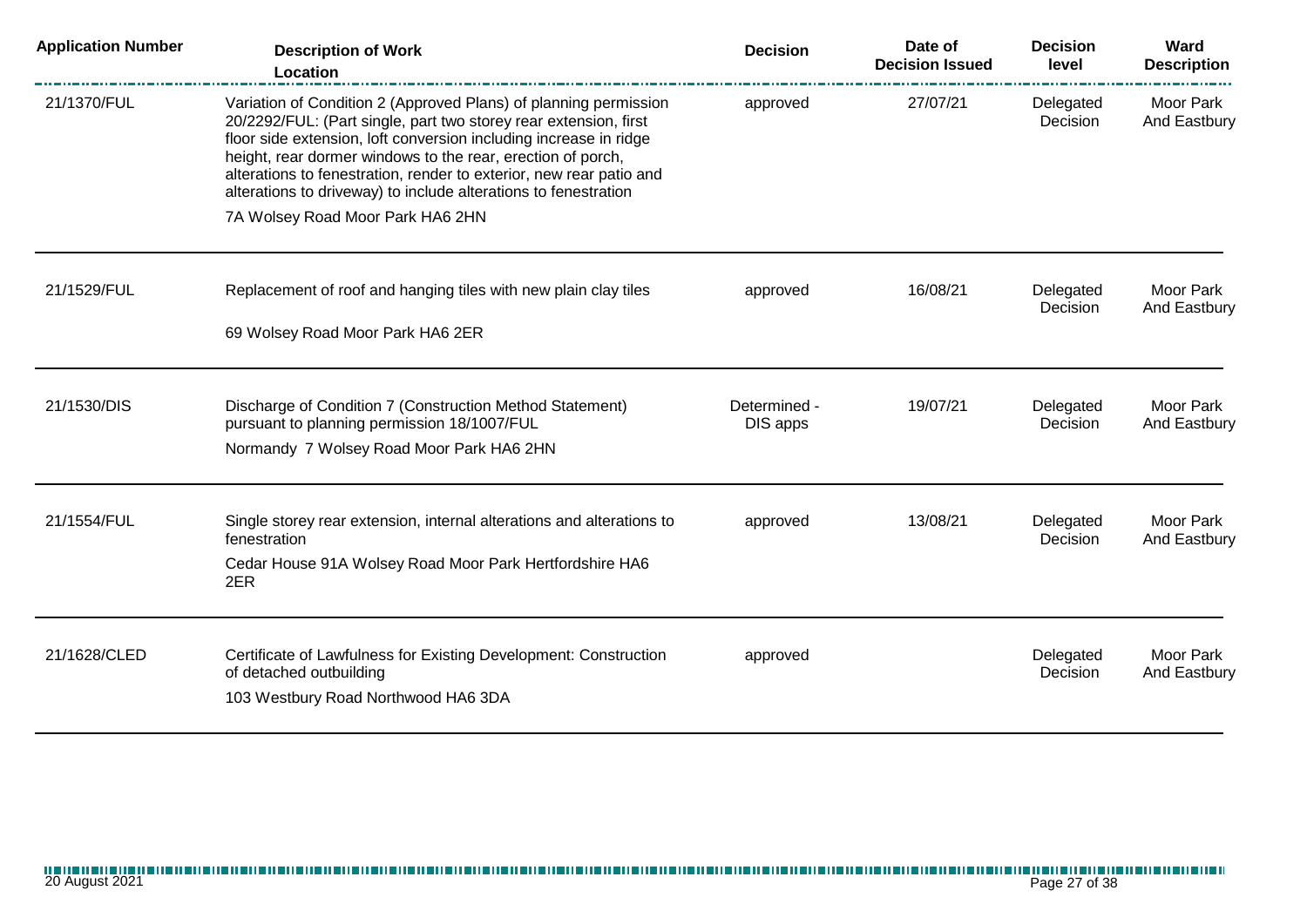| Application Number | Description of Work<br>Location | Decision | Date of Decision Issued | Decision level | Ward Description |
|---|---|---|---|---|---|
| 21/1370/FUL | Variation of Condition 2 (Approved Plans) of planning permission 20/2292/FUL: (Part single, part two storey rear extension, first floor side extension, loft conversion including increase in ridge height, rear dormer windows to the rear, erection of porch, alterations to fenestration, render to exterior, new rear patio and alterations to driveway) to include alterations to fenestration<br>7A Wolsey Road Moor Park HA6 2HN | approved | 27/07/21 | Delegated Decision | Moor Park And Eastbury |
| 21/1529/FUL | Replacement of roof and hanging tiles with new plain clay tiles<br>69 Wolsey Road Moor Park HA6 2ER | approved | 16/08/21 | Delegated Decision | Moor Park And Eastbury |
| 21/1530/DIS | Discharge of Condition 7 (Construction Method Statement) pursuant to planning permission 18/1007/FUL<br>Normandy 7 Wolsey Road Moor Park HA6 2HN | Determined - DIS apps | 19/07/21 | Delegated Decision | Moor Park And Eastbury |
| 21/1554/FUL | Single storey rear extension, internal alterations and alterations to fenestration<br>Cedar House 91A Wolsey Road Moor Park Hertfordshire HA6 2ER | approved | 13/08/21 | Delegated Decision | Moor Park And Eastbury |
| 21/1628/CLED | Certificate of Lawfulness for Existing Development: Construction of detached outbuilding<br>103 Westbury Road Northwood HA6 3DA | approved | | Delegated Decision | Moor Park And Eastbury |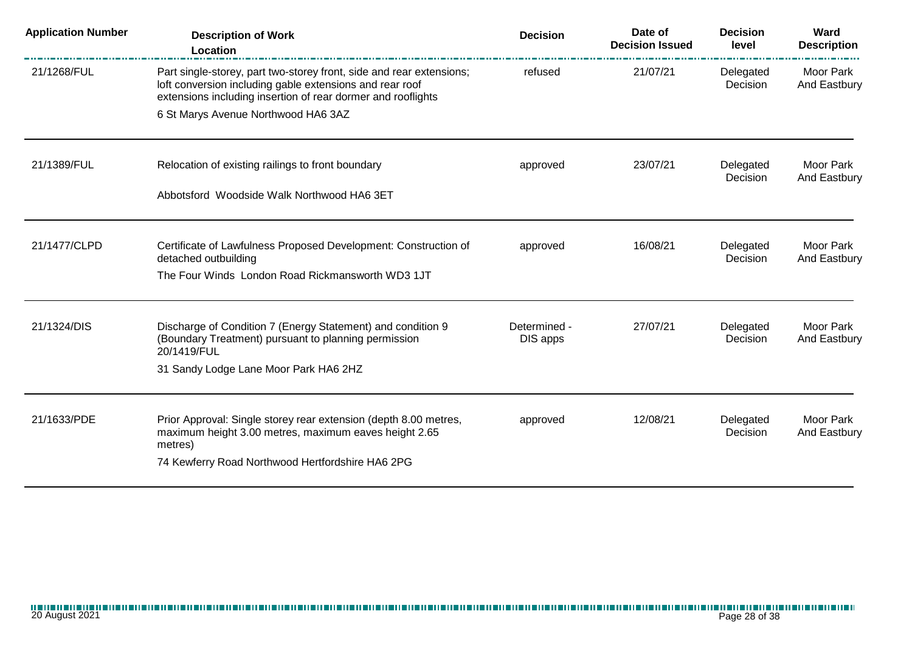| Application Number | Description of Work<br>Location | Decision | Date of Decision Issued | Decision level | Ward Description |
|---|---|---|---|---|---|
| 21/1268/FUL | Part single-storey, part two-storey front, side and rear extensions; loft conversion including gable extensions and rear roof extensions including insertion of rear dormer and rooflights<br>6 St Marys Avenue Northwood HA6 3AZ | refused | 21/07/21 | Delegated Decision | Moor Park And Eastbury |
| 21/1389/FUL | Relocation of existing railings to front boundary<br>Abbotsford Woodside Walk Northwood HA6 3ET | approved | 23/07/21 | Delegated Decision | Moor Park And Eastbury |
| 21/1477/CLPD | Certificate of Lawfulness Proposed Development: Construction of detached outbuilding<br>The Four Winds London Road Rickmansworth WD3 1JT | approved | 16/08/21 | Delegated Decision | Moor Park And Eastbury |
| 21/1324/DIS | Discharge of Condition 7 (Energy Statement) and condition 9 (Boundary Treatment) pursuant to planning permission 20/1419/FUL<br>31 Sandy Lodge Lane Moor Park HA6 2HZ | Determined - DIS apps | 27/07/21 | Delegated Decision | Moor Park And Eastbury |
| 21/1633/PDE | Prior Approval: Single storey rear extension (depth 8.00 metres, maximum height 3.00 metres, maximum eaves height 2.65 metres)<br>74 Kewferry Road Northwood Hertfordshire HA6 2PG | approved | 12/08/21 | Delegated Decision | Moor Park And Eastbury |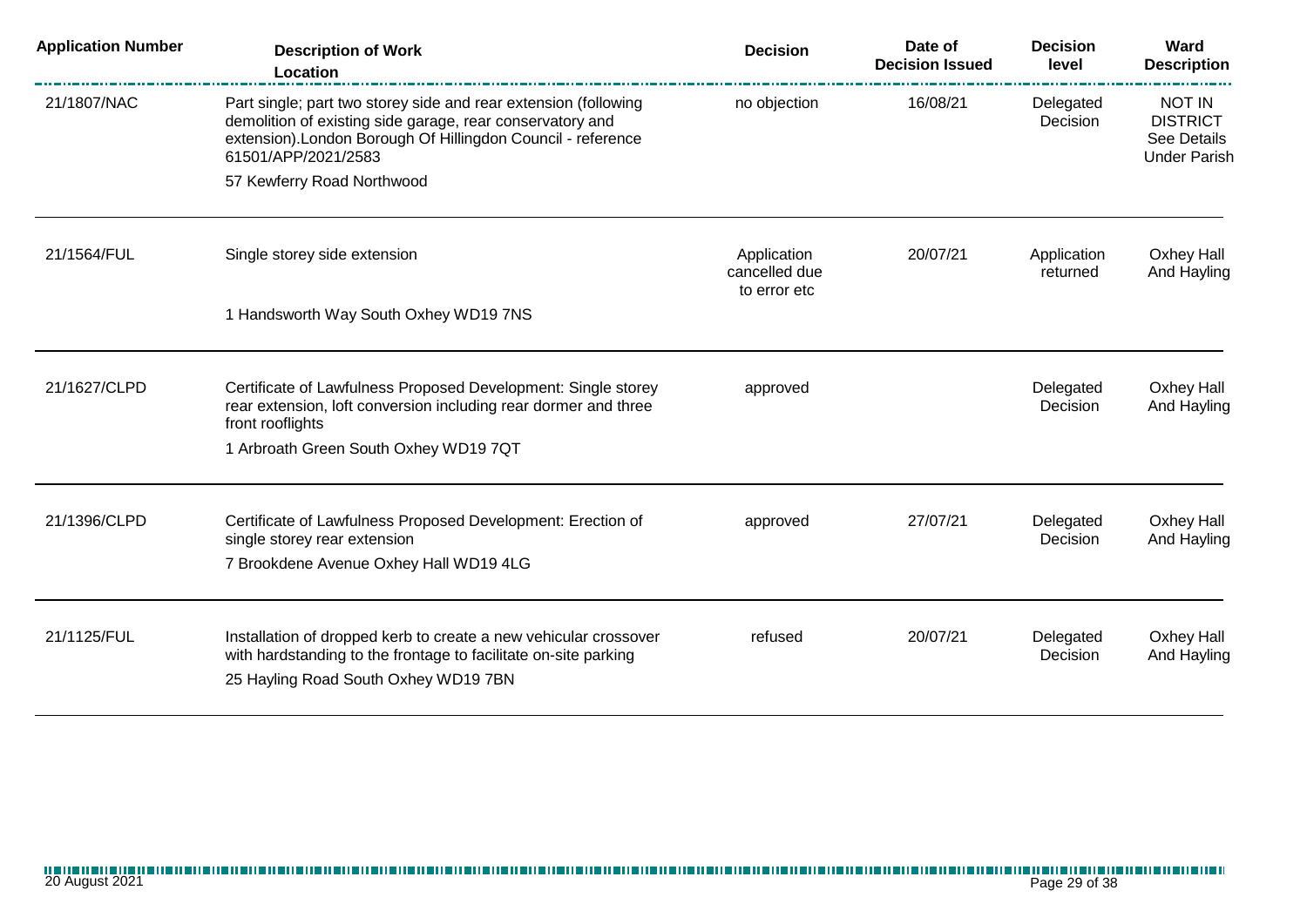| Application Number | Description of Work<br>Location | Decision | Date of Decision Issued | Decision level | Ward Description |
|---|---|---|---|---|---|
| 21/1807/NAC | Part single; part two storey side and rear extension (following demolition of existing side garage, rear conservatory and extension).London Borough Of Hillingdon Council - reference 61501/APP/2021/2583<br>57 Kewferry Road Northwood | no objection | 16/08/21 | Delegated Decision | NOT IN DISTRICT See Details Under Parish |
| 21/1564/FUL | Single storey side extension<br>1 Handsworth Way South Oxhey WD19 7NS | Application cancelled due to error etc | 20/07/21 | Application returned | Oxhey Hall And Hayling |
| 21/1627/CLPD | Certificate of Lawfulness Proposed Development: Single storey rear extension, loft conversion including rear dormer and three front rooflights<br>1 Arbroath Green South Oxhey WD19 7QT | approved | | Delegated Decision | Oxhey Hall And Hayling |
| 21/1396/CLPD | Certificate of Lawfulness Proposed Development: Erection of single storey rear extension<br>7 Brookdene Avenue Oxhey Hall WD19 4LG | approved | 27/07/21 | Delegated Decision | Oxhey Hall And Hayling |
| 21/1125/FUL | Installation of dropped kerb to create a new vehicular crossover with hardstanding to the frontage to facilitate on-site parking<br>25 Hayling Road South Oxhey WD19 7BN | refused | 20/07/21 | Delegated Decision | Oxhey Hall And Hayling |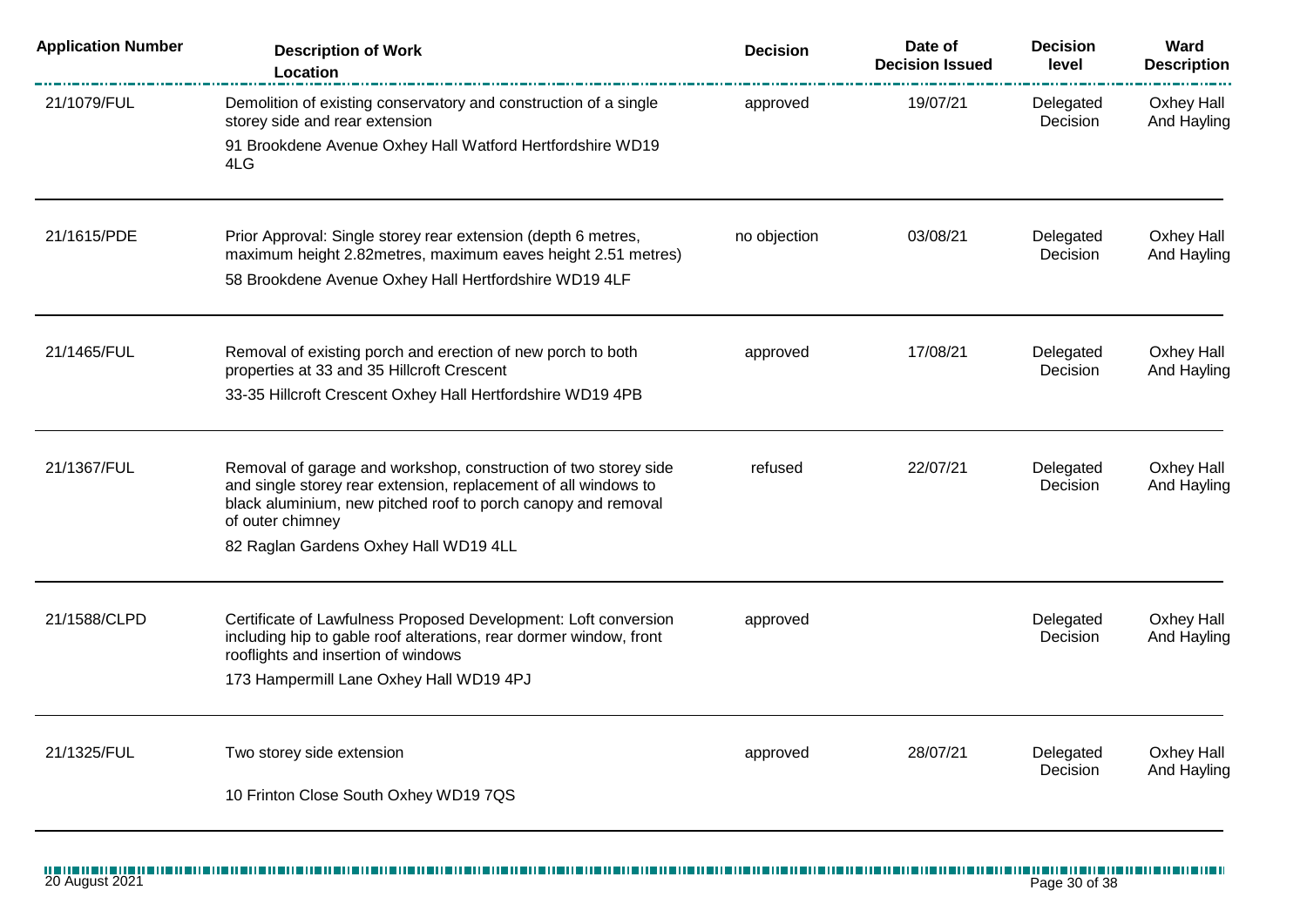| Application Number | Description of Work<br>Location | Decision | Date of Decision Issued | Decision level | Ward Description |
|---|---|---|---|---|---|
| 21/1079/FUL | Demolition of existing conservatory and construction of a single storey side and rear extension<br>91 Brookdene Avenue Oxhey Hall Watford Hertfordshire WD19 4LG | approved | 19/07/21 | Delegated Decision | Oxhey Hall And Hayling |
| 21/1615/PDE | Prior Approval: Single storey rear extension (depth 6 metres, maximum height 2.82metres, maximum eaves height 2.51 metres)<br>58 Brookdene Avenue Oxhey Hall Hertfordshire WD19 4LF | no objection | 03/08/21 | Delegated Decision | Oxhey Hall And Hayling |
| 21/1465/FUL | Removal of existing porch and erection of new porch to both properties at 33 and 35 Hillcroft Crescent<br>33-35 Hillcroft Crescent Oxhey Hall Hertfordshire WD19 4PB | approved | 17/08/21 | Delegated Decision | Oxhey Hall And Hayling |
| 21/1367/FUL | Removal of garage and workshop, construction of two storey side and single storey rear extension, replacement of all windows to black aluminium, new pitched roof to porch canopy and removal of outer chimney<br>82 Raglan Gardens Oxhey Hall WD19 4LL | refused | 22/07/21 | Delegated Decision | Oxhey Hall And Hayling |
| 21/1588/CLPD | Certificate of Lawfulness Proposed Development: Loft conversion including hip to gable roof alterations, rear dormer window, front rooflights and insertion of windows<br>173 Hampermill Lane Oxhey Hall WD19 4PJ | approved | | Delegated Decision | Oxhey Hall And Hayling |
| 21/1325/FUL | Two storey side extension<br>10 Frinton Close South Oxhey WD19 7QS | approved | 28/07/21 | Delegated Decision | Oxhey Hall And Hayling |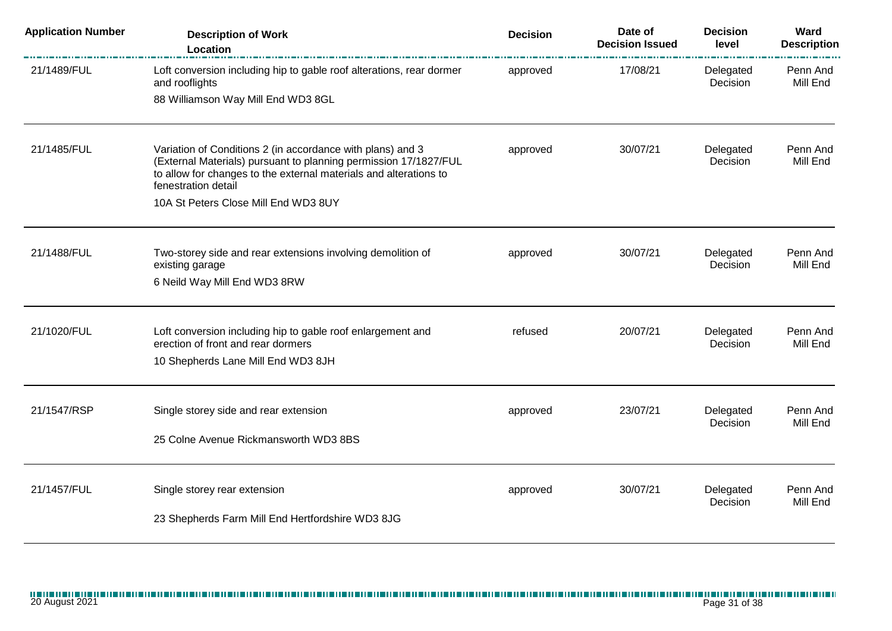| Application Number | Description of Work<br>Location | Decision | Date of Decision Issued | Decision level | Ward Description |
|---|---|---|---|---|---|
| 21/1489/FUL | Loft conversion including hip to gable roof alterations, rear dormer and rooflights<br>88 Williamson Way Mill End WD3 8GL | approved | 17/08/21 | Delegated Decision | Penn And Mill End |
| 21/1485/FUL | Variation of Conditions 2 (in accordance with plans) and 3 (External Materials) pursuant to planning permission 17/1827/FUL to allow for changes to the external materials and alterations to fenestration detail<br>10A St Peters Close Mill End WD3 8UY | approved | 30/07/21 | Delegated Decision | Penn And Mill End |
| 21/1488/FUL | Two-storey side and rear extensions involving demolition of existing garage<br>6 Neild Way Mill End WD3 8RW | approved | 30/07/21 | Delegated Decision | Penn And Mill End |
| 21/1020/FUL | Loft conversion including hip to gable roof enlargement and erection of front and rear dormers<br>10 Shepherds Lane Mill End WD3 8JH | refused | 20/07/21 | Delegated Decision | Penn And Mill End |
| 21/1547/RSP | Single storey side and rear extension<br>25 Colne Avenue Rickmansworth WD3 8BS | approved | 23/07/21 | Delegated Decision | Penn And Mill End |
| 21/1457/FUL | Single storey rear extension<br>23 Shepherds Farm Mill End Hertfordshire WD3 8JG | approved | 30/07/21 | Delegated Decision | Penn And Mill End |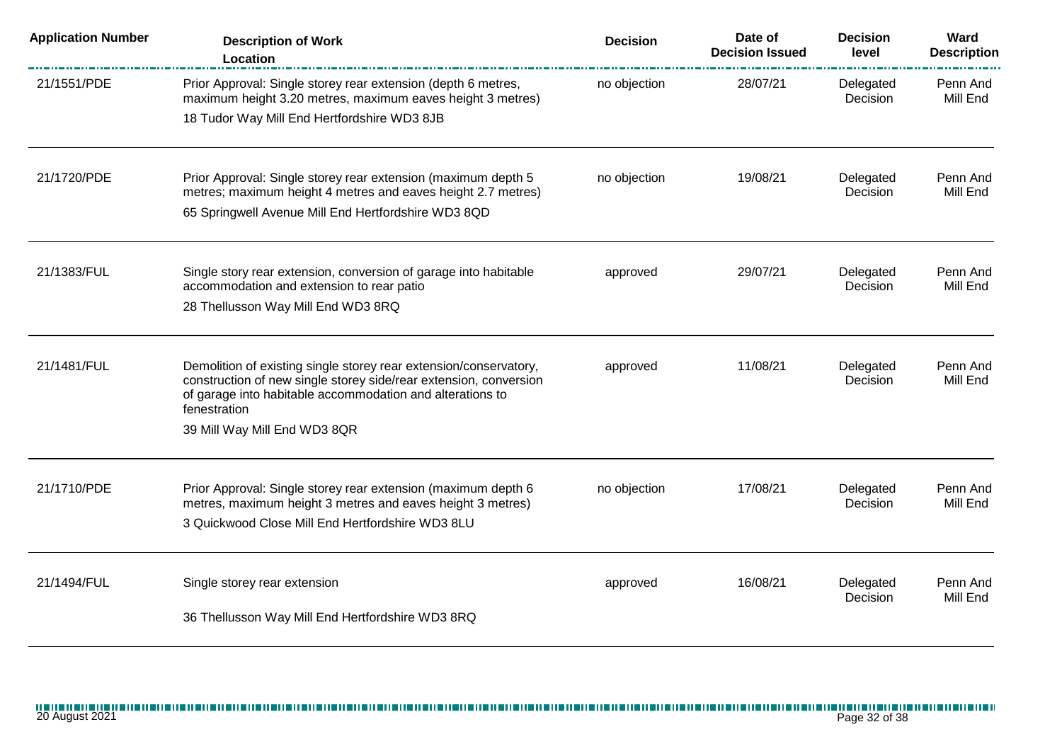| Application Number | Description of Work<br>Location | Decision | Date of Decision Issued | Decision level | Ward Description |
|---|---|---|---|---|---|
| 21/1551/PDE | Prior Approval: Single storey rear extension (depth 6 metres, maximum height 3.20 metres, maximum eaves height 3 metres)<br>18 Tudor Way Mill End Hertfordshire WD3 8JB | no objection | 28/07/21 | Delegated Decision | Penn And Mill End |
| 21/1720/PDE | Prior Approval: Single storey rear extension (maximum depth 5 metres; maximum height 4 metres and eaves height 2.7 metres)<br>65 Springwell Avenue Mill End Hertfordshire WD3 8QD | no objection | 19/08/21 | Delegated Decision | Penn And Mill End |
| 21/1383/FUL | Single story rear extension, conversion of garage into habitable accommodation and extension to rear patio<br>28 Thellusson Way Mill End WD3 8RQ | approved | 29/07/21 | Delegated Decision | Penn And Mill End |
| 21/1481/FUL | Demolition of existing single storey rear extension/conservatory, construction of new single storey side/rear extension, conversion of garage into habitable accommodation and alterations to fenestration<br>39 Mill Way Mill End WD3 8QR | approved | 11/08/21 | Delegated Decision | Penn And Mill End |
| 21/1710/PDE | Prior Approval: Single storey rear extension (maximum depth 6 metres, maximum height 3 metres and eaves height 3 metres)<br>3 Quickwood Close Mill End Hertfordshire WD3 8LU | no objection | 17/08/21 | Delegated Decision | Penn And Mill End |
| 21/1494/FUL | Single storey rear extension<br>36 Thellusson Way Mill End Hertfordshire WD3 8RQ | approved | 16/08/21 | Delegated Decision | Penn And Mill End |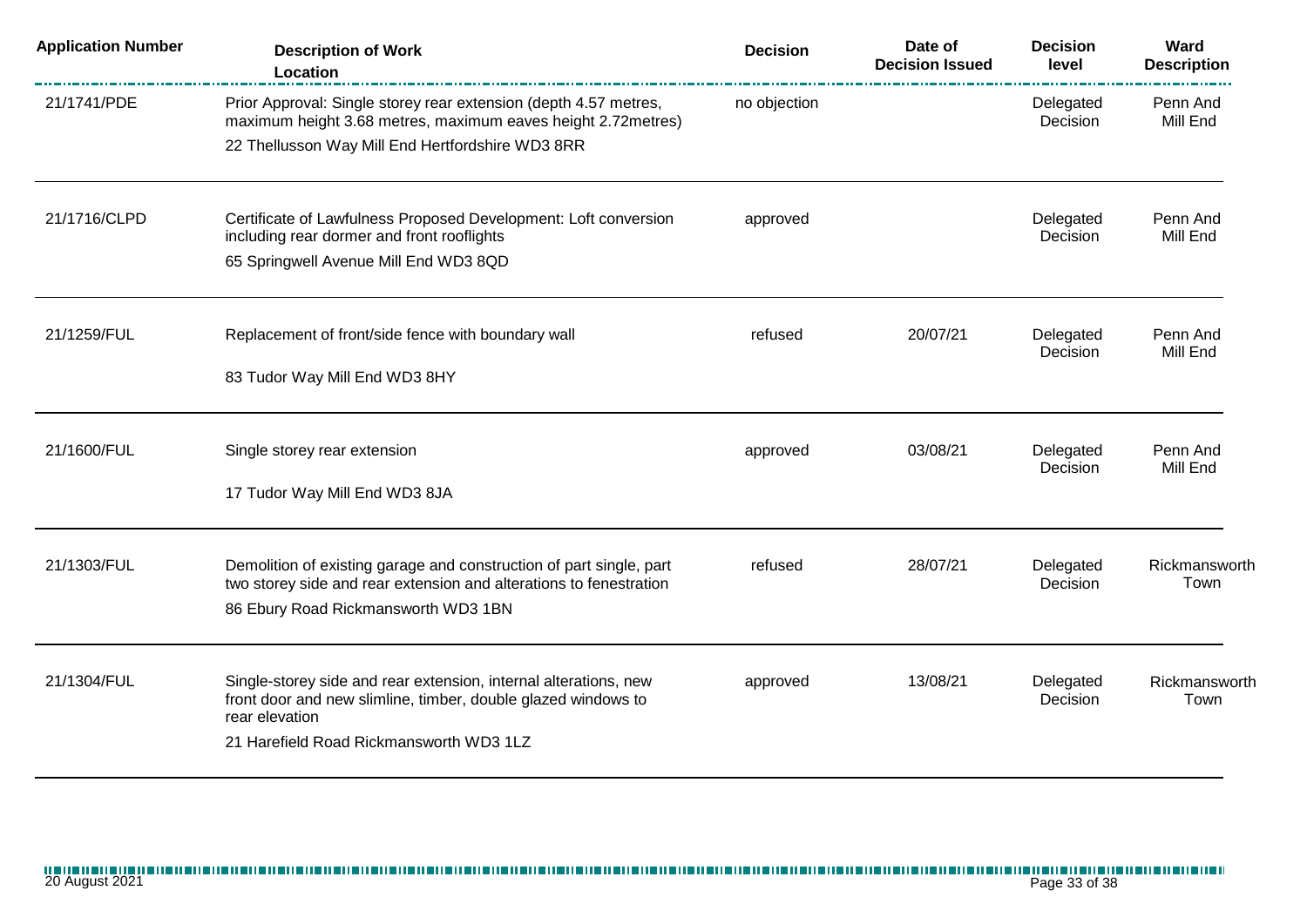| Application Number | Description of Work<br>Location | Decision | Date of Decision Issued | Decision level | Ward Description |
|---|---|---|---|---|---|
| 21/1741/PDE | Prior Approval: Single storey rear extension (depth 4.57 metres, maximum height 3.68 metres, maximum eaves height 2.72metres)<br>22 Thellusson Way Mill End Hertfordshire WD3 8RR | no objection | | Delegated Decision | Penn And Mill End |
| 21/1716/CLPD | Certificate of Lawfulness Proposed Development: Loft conversion including rear dormer and front rooflights<br>65 Springwell Avenue Mill End WD3 8QD | approved | | Delegated Decision | Penn And Mill End |
| 21/1259/FUL | Replacement of front/side fence with boundary wall<br>83 Tudor Way Mill End WD3 8HY | refused | 20/07/21 | Delegated Decision | Penn And Mill End |
| 21/1600/FUL | Single storey rear extension<br>17 Tudor Way Mill End WD3 8JA | approved | 03/08/21 | Delegated Decision | Penn And Mill End |
| 21/1303/FUL | Demolition of existing garage and construction of part single, part two storey side and rear extension and alterations to fenestration<br>86 Ebury Road Rickmansworth WD3 1BN | refused | 28/07/21 | Delegated Decision | Rickmansworth Town |
| 21/1304/FUL | Single-storey side and rear extension, internal alterations, new front door and new slimline, timber, double glazed windows to rear elevation<br>21 Harefield Road Rickmansworth WD3 1LZ | approved | 13/08/21 | Delegated Decision | Rickmansworth Town |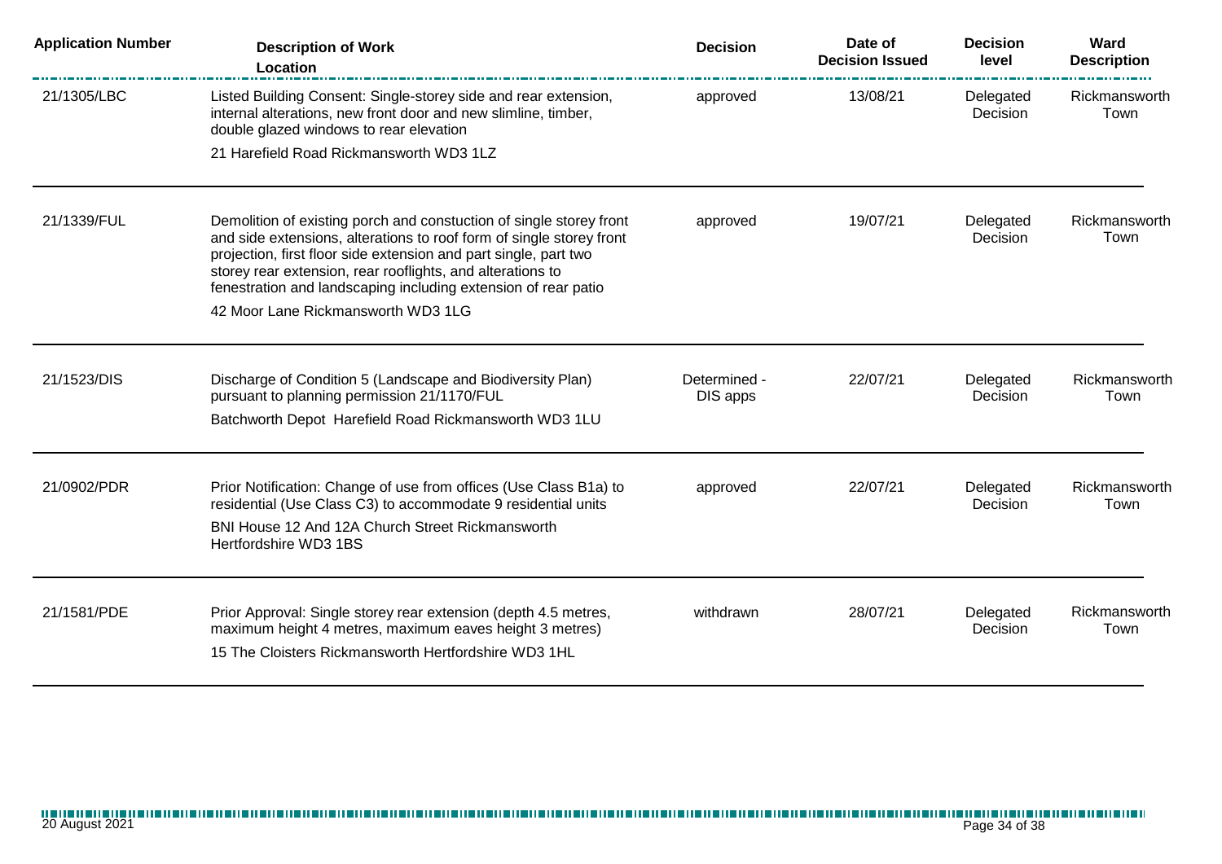| Application Number | Description of Work<br>Location | Decision | Date of Decision Issued | Decision level | Ward Description |
|---|---|---|---|---|---|
| 21/1305/LBC | Listed Building Consent: Single-storey side and rear extension, internal alterations, new front door and new slimline, timber, double glazed windows to rear elevation<br>21 Harefield Road Rickmansworth WD3 1LZ | approved | 13/08/21 | Delegated Decision | Rickmansworth Town |
| 21/1339/FUL | Demolition of existing porch and constuction of single storey front and side extensions, alterations to roof form of single storey front projection, first floor side extension and part single, part two storey rear extension, rear rooflights, and alterations to fenestration and landscaping including extension of rear patio<br>42 Moor Lane Rickmansworth WD3 1LG | approved | 19/07/21 | Delegated Decision | Rickmansworth Town |
| 21/1523/DIS | Discharge of Condition 5 (Landscape and Biodiversity Plan) pursuant to planning permission 21/1170/FUL<br>Batchworth Depot Harefield Road Rickmansworth WD3 1LU | Determined - DIS apps | 22/07/21 | Delegated Decision | Rickmansworth Town |
| 21/0902/PDR | Prior Notification: Change of use from offices (Use Class B1a) to residential (Use Class C3) to accommodate 9 residential units<br>BNI House 12 And 12A Church Street Rickmansworth Hertfordshire WD3 1BS | approved | 22/07/21 | Delegated Decision | Rickmansworth Town |
| 21/1581/PDE | Prior Approval: Single storey rear extension (depth 4.5 metres, maximum height 4 metres, maximum eaves height 3 metres)<br>15 The Cloisters Rickmansworth Hertfordshire WD3 1HL | withdrawn | 28/07/21 | Delegated Decision | Rickmansworth Town |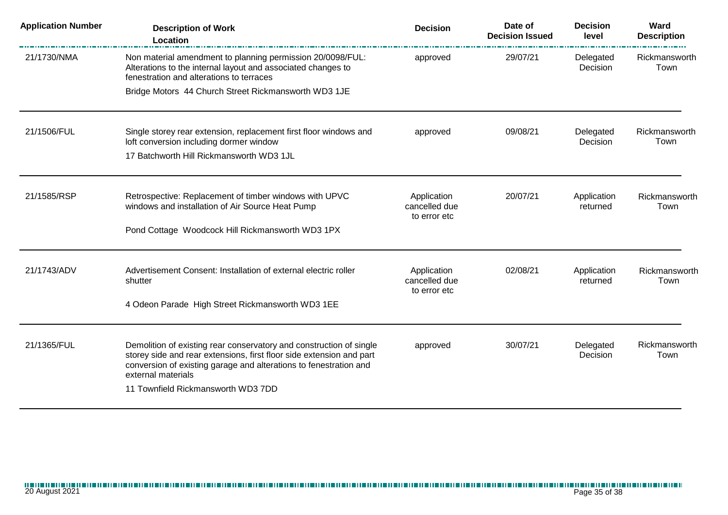| Application Number | Description of Work<br>Location | Decision | Date of Decision Issued | Decision level | Ward Description |
|---|---|---|---|---|---|
| 21/1730/NMA | Non material amendment to planning permission 20/0098/FUL: Alterations to the internal layout and associated changes to fenestration and alterations to terraces<br>Bridge Motors 44 Church Street Rickmansworth WD3 1JE | approved | 29/07/21 | Delegated Decision | Rickmansworth Town |
| 21/1506/FUL | Single storey rear extension, replacement first floor windows and loft conversion including dormer window<br>17 Batchworth Hill Rickmansworth WD3 1JL | approved | 09/08/21 | Delegated Decision | Rickmansworth Town |
| 21/1585/RSP | Retrospective: Replacement of timber windows with UPVC windows and installation of Air Source Heat Pump<br>Pond Cottage Woodcock Hill Rickmansworth WD3 1PX | Application cancelled due to error etc | 20/07/21 | Application returned | Rickmansworth Town |
| 21/1743/ADV | Advertisement Consent: Installation of external electric roller shutter<br>4 Odeon Parade High Street Rickmansworth WD3 1EE | Application cancelled due to error etc | 02/08/21 | Application returned | Rickmansworth Town |
| 21/1365/FUL | Demolition of existing rear conservatory and construction of single storey side and rear extensions, first floor side extension and part conversion of existing garage and alterations to fenestration and external materials<br>11 Townfield Rickmansworth WD3 7DD | approved | 30/07/21 | Delegated Decision | Rickmansworth Town |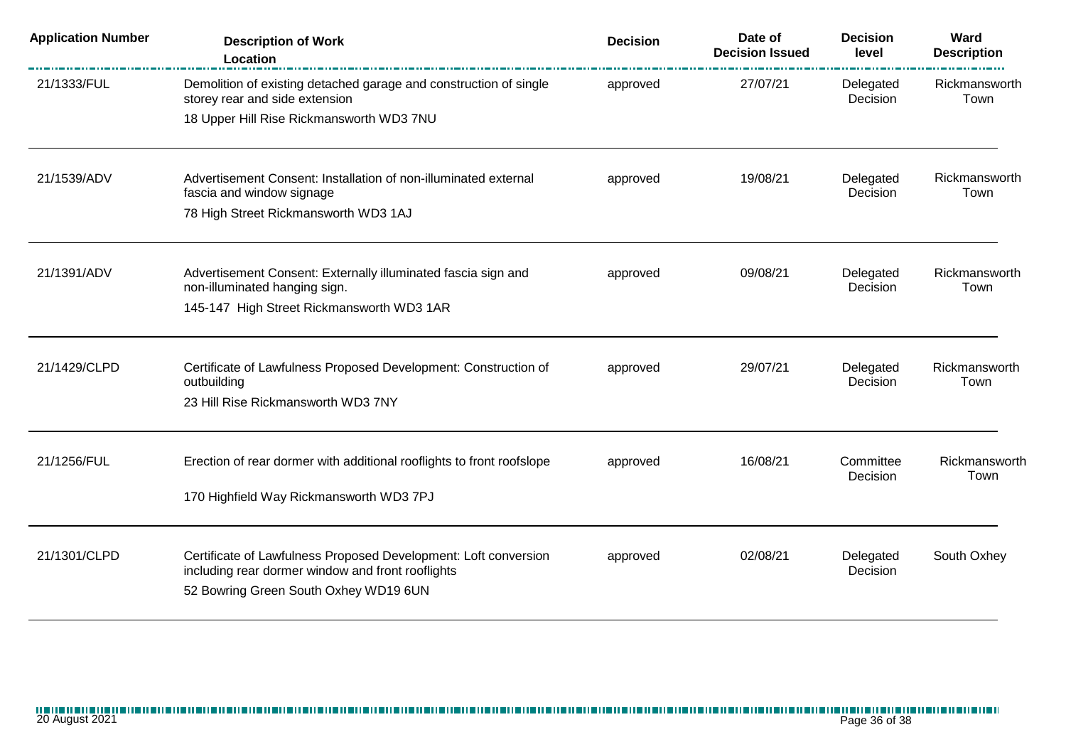| Application Number | Description of Work<br>Location | Decision | Date of Decision Issued | Decision level | Ward Description |
|---|---|---|---|---|---|
| 21/1333/FUL | Demolition of existing detached garage and construction of single storey rear and side extension<br>18 Upper Hill Rise Rickmansworth WD3 7NU | approved | 27/07/21 | Delegated Decision | Rickmansworth Town |
| 21/1539/ADV | Advertisement Consent: Installation of non-illuminated external fascia and window signage<br>78 High Street Rickmansworth WD3 1AJ | approved | 19/08/21 | Delegated Decision | Rickmansworth Town |
| 21/1391/ADV | Advertisement Consent: Externally illuminated fascia sign and non-illuminated hanging sign.<br>145-147 High Street Rickmansworth WD3 1AR | approved | 09/08/21 | Delegated Decision | Rickmansworth Town |
| 21/1429/CLPD | Certificate of Lawfulness Proposed Development: Construction of outbuilding<br>23 Hill Rise Rickmansworth WD3 7NY | approved | 29/07/21 | Delegated Decision | Rickmansworth Town |
| 21/1256/FUL | Erection of rear dormer with additional rooflights to front roofslope<br>170 Highfield Way Rickmansworth WD3 7PJ | approved | 16/08/21 | Committee Decision | Rickmansworth Town |
| 21/1301/CLPD | Certificate of Lawfulness Proposed Development: Loft conversion including rear dormer window and front rooflights<br>52 Bowring Green South Oxhey WD19 6UN | approved | 02/08/21 | Delegated Decision | South Oxhey |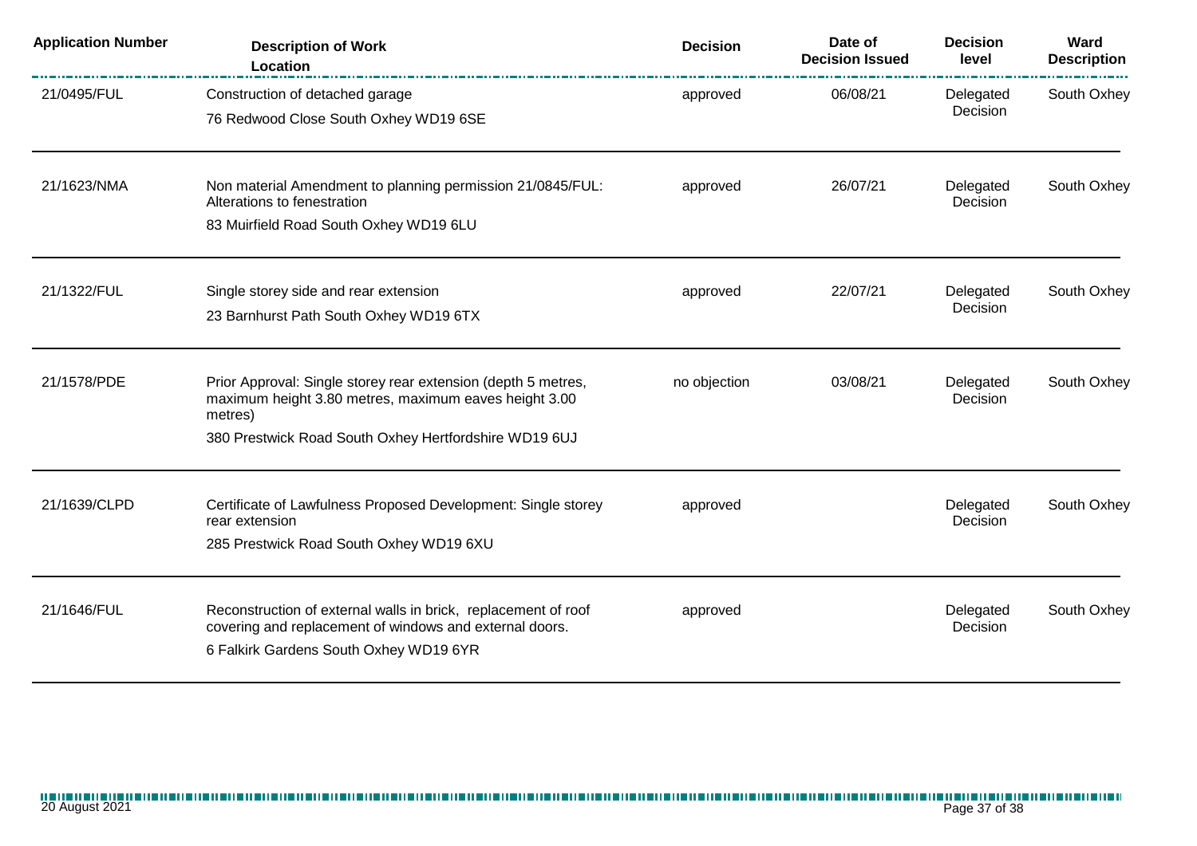| Application Number | Description of Work<br>Location | Decision | Date of Decision Issued | Decision level | Ward Description |
|---|---|---|---|---|---|
| 21/0495/FUL | Construction of detached garage<br>76 Redwood Close South Oxhey WD19 6SE | approved | 06/08/21 | Delegated Decision | South Oxhey |
| 21/1623/NMA | Non material Amendment to planning permission 21/0845/FUL: Alterations to fenestration<br>83 Muirfield Road South Oxhey WD19 6LU | approved | 26/07/21 | Delegated Decision | South Oxhey |
| 21/1322/FUL | Single storey side and rear extension<br>23 Barnhurst Path South Oxhey WD19 6TX | approved | 22/07/21 | Delegated Decision | South Oxhey |
| 21/1578/PDE | Prior Approval: Single storey rear extension (depth 5 metres, maximum height 3.80 metres, maximum eaves height 3.00 metres)<br>380 Prestwick Road South Oxhey Hertfordshire WD19 6UJ | no objection | 03/08/21 | Delegated Decision | South Oxhey |
| 21/1639/CLPD | Certificate of Lawfulness Proposed Development: Single storey rear extension<br>285 Prestwick Road South Oxhey WD19 6XU | approved | | Delegated Decision | South Oxhey |
| 21/1646/FUL | Reconstruction of external walls in brick, replacement of roof covering and replacement of windows and external doors.<br>6 Falkirk Gardens South Oxhey WD19 6YR | approved | | Delegated Decision | South Oxhey |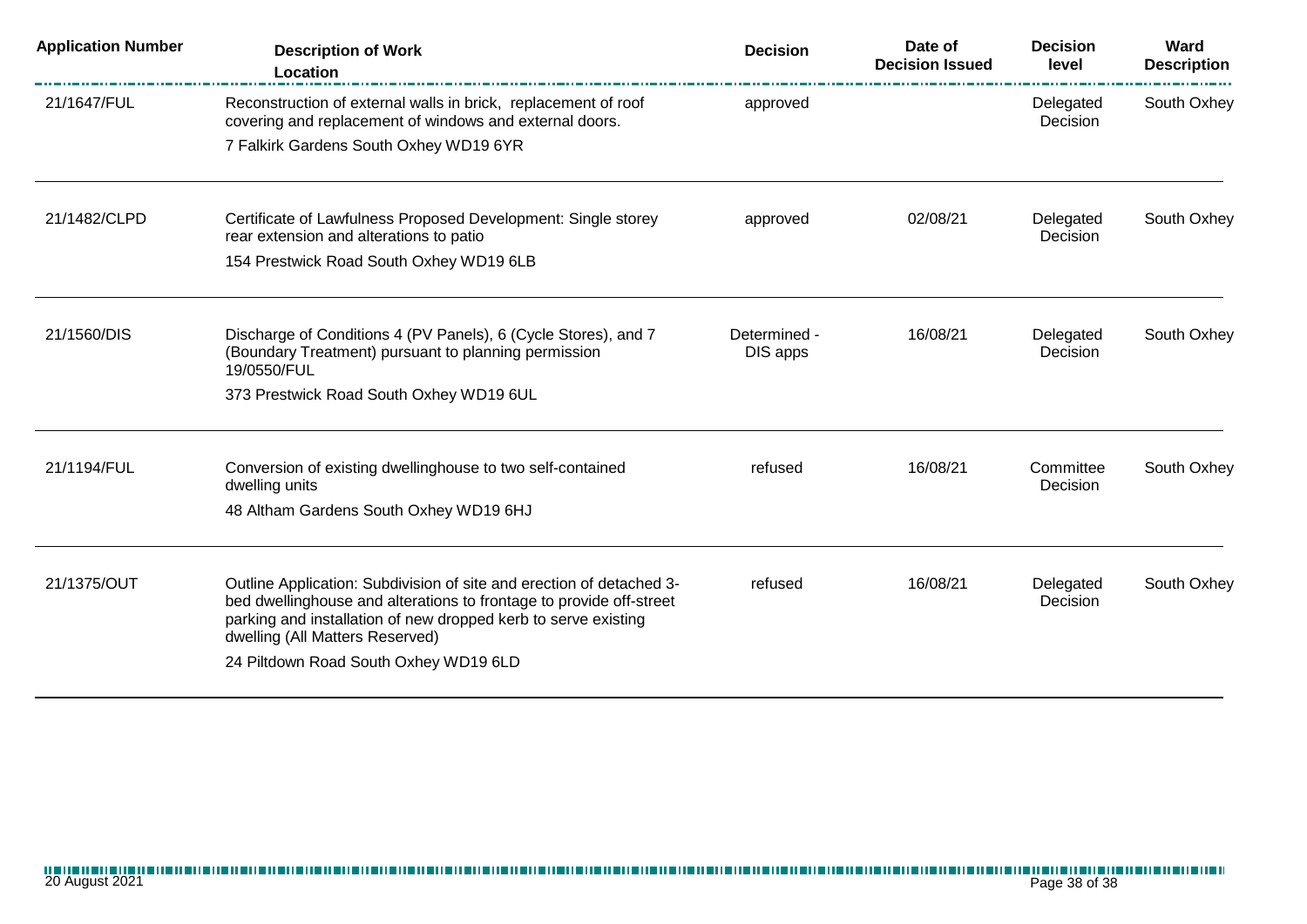| Application Number | Description of Work<br>Location | Decision | Date of Decision Issued | Decision level | Ward Description |
|---|---|---|---|---|---|
| 21/1647/FUL | Reconstruction of external walls in brick, replacement of roof covering and replacement of windows and external doors.<br>7 Falkirk Gardens South Oxhey WD19 6YR | approved | | Delegated Decision | South Oxhey |
| 21/1482/CLPD | Certificate of Lawfulness Proposed Development: Single storey rear extension and alterations to patio<br>154 Prestwick Road South Oxhey WD19 6LB | approved | 02/08/21 | Delegated Decision | South Oxhey |
| 21/1560/DIS | Discharge of Conditions 4 (PV Panels), 6 (Cycle Stores), and 7 (Boundary Treatment) pursuant to planning permission 19/0550/FUL<br>373 Prestwick Road South Oxhey WD19 6UL | Determined - DIS apps | 16/08/21 | Delegated Decision | South Oxhey |
| 21/1194/FUL | Conversion of existing dwellinghouse to two self-contained dwelling units<br>48 Altham Gardens South Oxhey WD19 6HJ | refused | 16/08/21 | Committee Decision | South Oxhey |
| 21/1375/OUT | Outline Application: Subdivision of site and erection of detached 3-bed dwellinghouse and alterations to frontage to provide off-street parking and installation of new dropped kerb to serve existing dwelling (All Matters Reserved)<br>24 Piltdown Road South Oxhey WD19 6LD | refused | 16/08/21 | Delegated Decision | South Oxhey |